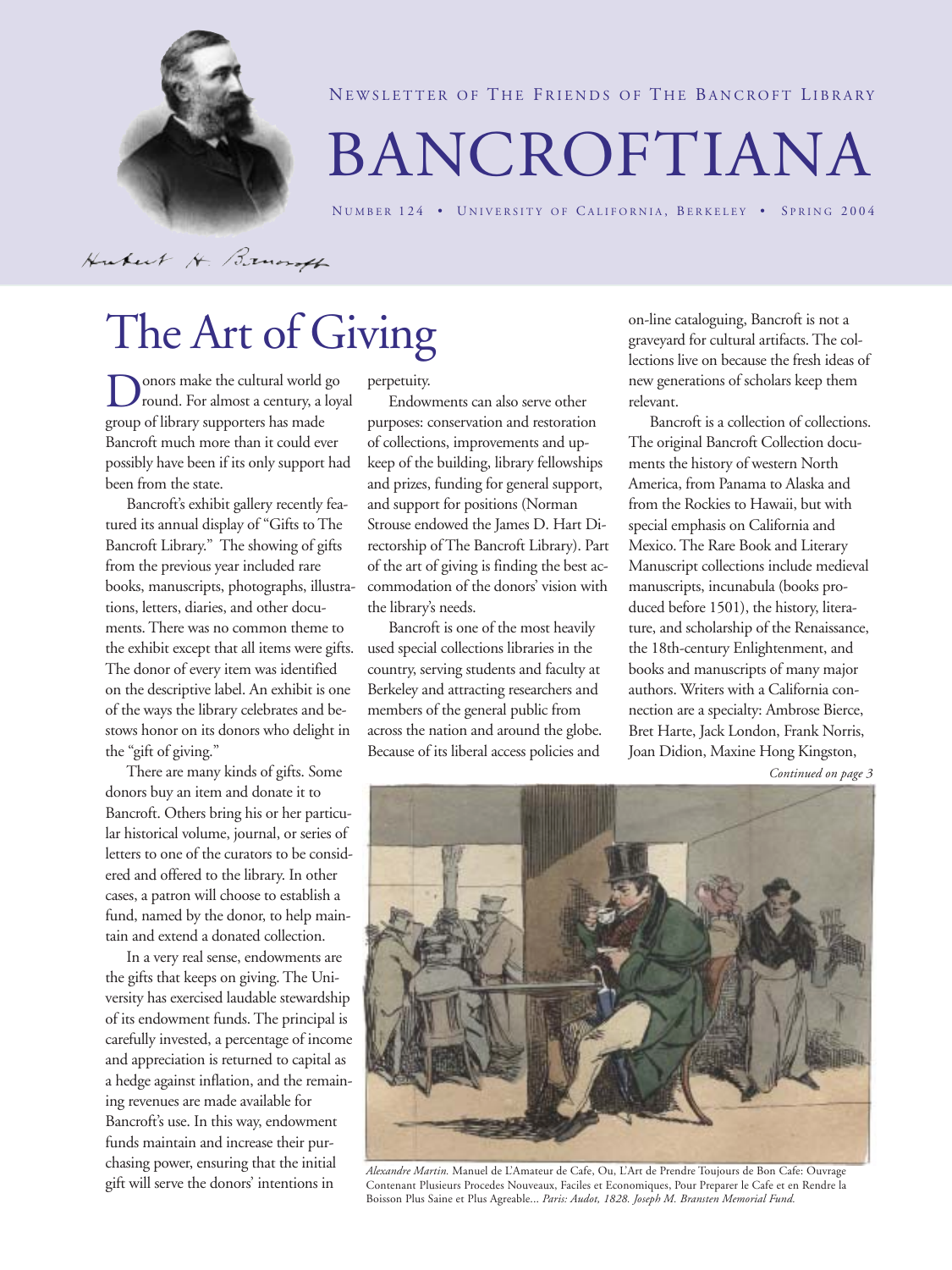NEWSLETTER OF THE FRIENDS OF THE BANCROFT LIBRARY

# BANCROFTIANA

NUMBER 124 • UNIVERSITY OF CALIFORNIA, BERKELEY • SPRING 2004

Hubert H. Bancroft

# The Art of Giving

Donors make the cultural world go round. For almost a century, a loyal group of library supporters has made Bancroft much more than it could ever possibly have been if its only support had been from the state.

Bancroft's exhibit gallery recently featured its annual display of "Gifts to The Bancroft Library." The showing of gifts from the previous year included rare books, manuscripts, photographs, illustrations, letters, diaries, and other documents. There was no common theme to the exhibit except that all items were gifts. The donor of every item was identified on the descriptive label. An exhibit is one of the ways the library celebrates and bestows honor on its donors who delight in the "gift of giving."

There are many kinds of gifts. Some donors buy an item and donate it to Bancroft. Others bring his or her particular historical volume, journal, or series of letters to one of the curators to be considered and offered to the library. In other cases, a patron will choose to establish a fund, named by the donor, to help maintain and extend a donated collection.

In a very real sense, endowments are the gifts that keeps on giving. The University has exercised laudable stewardship of its endowment funds. The principal is carefully invested, a percentage of income and appreciation is returned to capital as a hedge against inflation, and the remaining revenues are made available for Bancroft's use. In this way, endowment funds maintain and increase their purchasing power, ensuring that the initial gift will serve the donors' intentions in perpetuity.

Endowments can also serve other purposes: conservation and restoration of collections, improvements and upkeep of the building, library fellowships and prizes, funding for general support, and support for positions (Norman Strouse endowed the James D. Hart Directorship of The Bancroft Library). Part of the art of giving is finding the best accommodation of the donors' vision with the library's needs.

Bancroft is one of the most heavily used special collections libraries in the country, serving students and faculty at Berkeley and attracting researchers and members of the general public from across the nation and around the globe. Because of its liberal access policies and on-line cataloguing, Bancroft is not a graveyard for cultural artifacts. The collections live on because the fresh ideas of new generations of scholars keep them relevant.

Bancroft is a collection of collections. The original Bancroft Collection documents the history of western North America, from Panama to Alaska and from the Rockies to Hawaii, but with special emphasis on California and Mexico. The Rare Book and Literary Manuscript collections include medieval manuscripts, incunabula (books produced before 1501), the history, literature, and scholarship of the Renaissance, the 18th-century Enlightenment, and books and manuscripts of many major authors. Writers with a California connection are a specialty: Ambrose Bierce, Bret Harte, Jack London, Frank Norris, Joan Didion, Maxine Hong Kingston,

*Continued on page 3*

*Alexandre Martin.* Manuel de L'Amateur de Cafe, Ou, L'Art de Prendre Toujours de Bon Cafe: Ouvrage Contenant Plusieurs Procedes Nouveaux, Faciles et Economiques, Pour Preparer le Cafe et en Rendre la Boisson Plus Saine et Plus Agreable... *Paris: Audot, 1828. Joseph M. Bransten Memorial Fund.*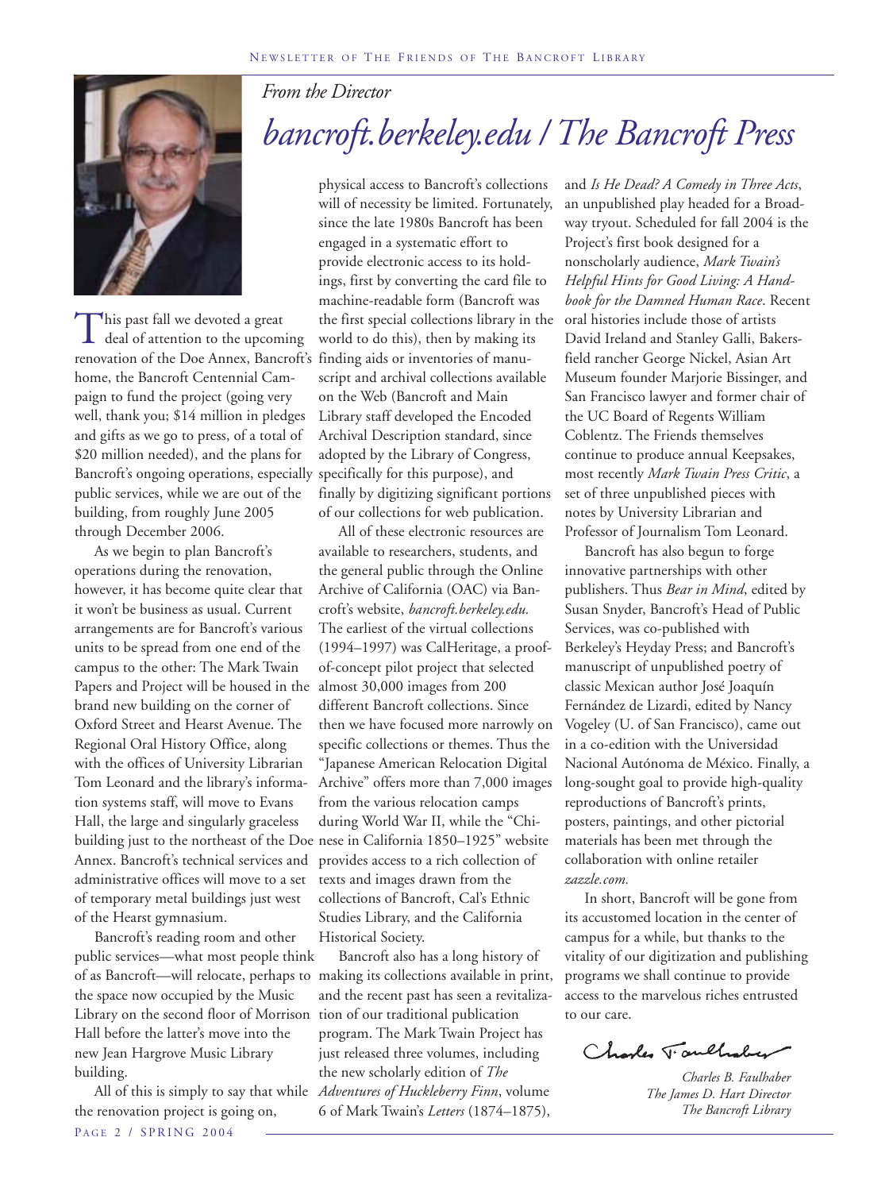*From the Director*

# *bancroft.berkeley.edu / The Bancroft Press*

This past fall we devoted a great deal of attention to the upcoming renovation of the Doe Annex, Bancroft's home, the Bancroft Centennial Campaign to fund the project (going very well, thank you; $14 million in pledges and gifts as we go to press, of a total of $20 million needed), and the plans for Bancroft's ongoing operations, especially public services, while we are out of the building, from roughly June 2005 through December 2006.

As we begin to plan Bancroft's operations during the renovation, however, it has become quite clear that it won't be business as usual. Current arrangements are for Bancroft's various units to be spread from one end of the campus to the other: The Mark Twain Papers and Project will be housed in the brand new building on the corner of Oxford Street and Hearst Avenue. The Regional Oral History Office, along with the offices of University Librarian Tom Leonard and the library's information systems staff, will move to Evans Hall, the large and singularly graceless building just to the northeast of the Doe Annex. Bancroft's technical services and administrative offices will move to a set of temporary metal buildings just west of the Hearst gymnasium.

Bancroft's reading room and other public services—what most people think of as Bancroft—will relocate, perhaps to the space now occupied by the Music Library on the second floor of Morrison Hall before the latter's move into the new Jean Hargrove Music Library building.

All of this is simply to say that while the renovation project is going on, physical access to Bancroft's collections will of necessity be limited. Fortunately, since the late 1980s Bancroft has been engaged in a systematic effort to provide electronic access to its holdings, first by converting the card file to machine-readable form (Bancroft was the first special collections library in the world to do this), then by making its finding aids or inventories of manuscript and archival collections available on the Web (Bancroft and Main Library staff developed the Encoded Archival Description standard, since adopted by the Library of Congress, specifically for this purpose), and finally by digitizing significant portions of our collections for web publication.

All of these electronic resources are available to researchers, students, and the general public through the Online Archive of California (OAC) via Bancroft's website, *bancroft.berkeley.edu.* The earliest of the virtual collections (1994–1997) was CalHeritage, a proof-of-concept pilot project that selected almost 30,000 images from 200 different Bancroft collections. Since then we have focused more narrowly on specific collections or themes. Thus the "Japanese American Relocation Digital Archive" offers more than 7,000 images from the various relocation camps during World War II, while the "Chinese in California 1850–1925" website provides access to a rich collection of texts and images drawn from the collections of Bancroft, Cal's Ethnic Studies Library, and the California Historical Society.

Bancroft also has a long history of making its collections available in print, and the recent past has seen a revitalization of our traditional publication program. The Mark Twain Project has just released three volumes, including the new scholarly edition of *The Adventures of Huckleberry Finn*, volume 6 of Mark Twain's *Letters* (1874–1875), and *Is He Dead? A Comedy in Three Acts*, an unpublished play headed for a Broadway tryout. Scheduled for fall 2004 is the Project's first book designed for a nonscholarly audience, *Mark Twain's Helpful Hints for Good Living: A Handbook for the Damned Human Race*. Recent oral histories include those of artists David Ireland and Stanley Galli, Bakersfield rancher George Nickel, Asian Art Museum founder Marjorie Bissinger, and San Francisco lawyer and former chair of the UC Board of Regents William Coblentz. The Friends themselves continue to produce annual Keepsakes, most recently *Mark Twain Press Critic*, a set of three unpublished pieces with notes by University Librarian and Professor of Journalism Tom Leonard.

Bancroft has also begun to forge innovative partnerships with other publishers. Thus *Bear in Mind*, edited by Susan Snyder, Bancroft's Head of Public Services, was co-published with Berkeley's Heyday Press; and Bancroft's manuscript of unpublished poetry of classic Mexican author José Joaquín Fernández de Lizardi, edited by Nancy Vogeley (U. of San Francisco), came out in a co-edition with the Universidad Nacional Autónoma de México. Finally, a long-sought goal to provide high-quality reproductions of Bancroft's prints, posters, paintings, and other pictorial materials has been met through the collaboration with online retailer *zazzle.com.*

In short, Bancroft will be gone from its accustomed location in the center of campus for a while, but thanks to the vitality of our digitization and publishing programs we shall continue to provide access to the marvelous riches entrusted to our care.

*Charles B. Faulhaber*
*The James D. Hart Director*
*The Bancroft Library*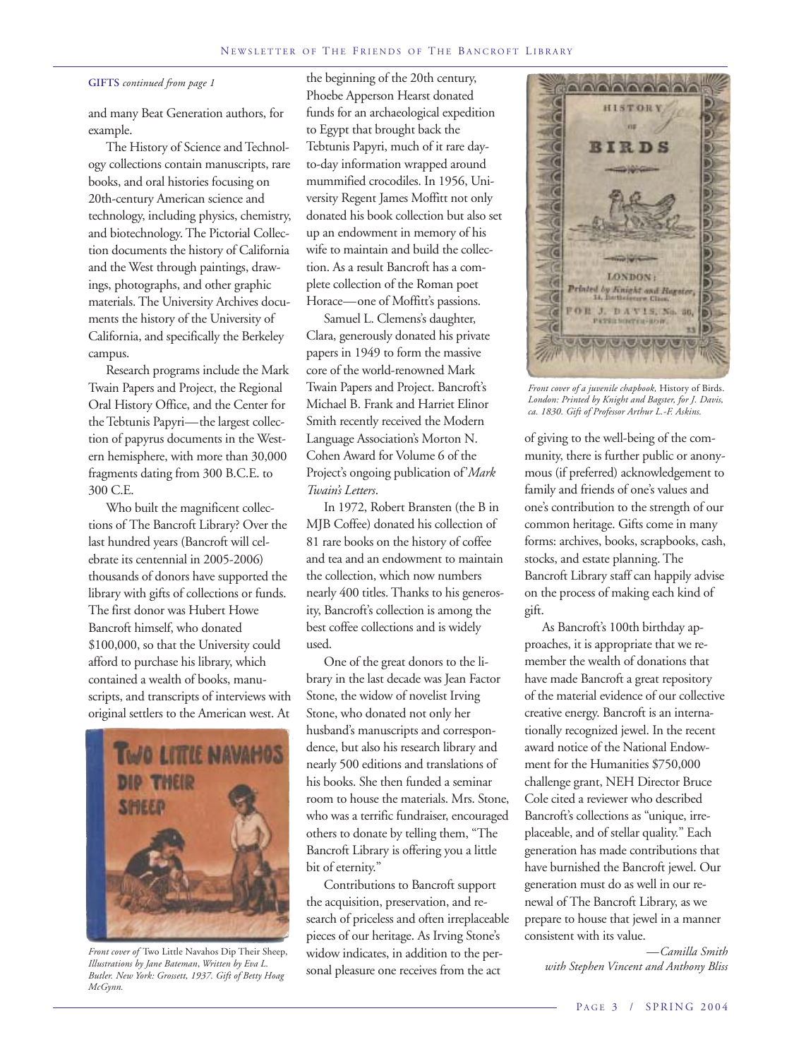**GIFTS** *continued from page 1*

and many Beat Generation authors, for example.

The History of Science and Technology collections contain manuscripts, rare books, and oral histories focusing on 20th-century American science and technology, including physics, chemistry, and biotechnology. The Pictorial Collection documents the history of California and the West through paintings, drawings, photographs, and other graphic materials. The University Archives documents the history of the University of California, and specifically the Berkeley campus.

Research programs include the Mark Twain Papers and Project, the Regional Oral History Office, and the Center for the Tebtunis Papyri—the largest collection of papyrus documents in the Western hemisphere, with more than 30,000 fragments dating from 300 B.C.E. to 300 C.E.

Who built the magnificent collections of The Bancroft Library? Over the last hundred years (Bancroft will celebrate its centennial in 2005-2006) thousands of donors have supported the library with gifts of collections or funds. The first donor was Hubert Howe Bancroft himself, who donated $100,000, so that the University could afford to purchase his library, which contained a wealth of books, manuscripts, and transcripts of interviews with original settlers to the American west. At the beginning of the 20th century, Phoebe Apperson Hearst donated funds for an archaeological expedition to Egypt that brought back the Tebtunis Papyri, much of it rare day-to-day information wrapped around mummified crocodiles. In 1956, University Regent James Moffitt not only donated his book collection but also set up an endowment in memory of his wife to maintain and build the collection. As a result Bancroft has a complete collection of the Roman poet Horace—one of Moffitt's passions.

*Front cover of* Two Little Navahos Dip Their Sheep, *Illustrations by Jane Bateman, Written by Eva L. Butler. New York: Grossett, 1937. Gift of Betty Hoag McGynn.*

Samuel L. Clemens's daughter, Clara, generously donated his private papers in 1949 to form the massive core of the world-renowned Mark Twain Papers and Project. Bancroft's Michael B. Frank and Harriet Elinor Smith recently received the Modern Language Association's Morton N. Cohen Award for Volume 6 of the Project's ongoing publication of *Mark Twain's Letters*.

In 1972, Robert Bransten (the B in MJB Coffee) donated his collection of 81 rare books on the history of coffee and tea and an endowment to maintain the collection, which now numbers nearly 400 titles. Thanks to his generosity, Bancroft's collection is among the best coffee collections and is widely used.

One of the great donors to the library in the last decade was Jean Factor Stone, the widow of novelist Irving Stone, who donated not only her husband's manuscripts and correspondence, but also his research library and nearly 500 editions and translations of his books. She then funded a seminar room to house the materials. Mrs. Stone, who was a terrific fundraiser, encouraged others to donate by telling them, "The Bancroft Library is offering you a little bit of eternity."

Contributions to Bancroft support the acquisition, preservation, and research of priceless and often irreplaceable pieces of our heritage. As Irving Stone's widow indicates, in addition to the personal pleasure one receives from the act of giving to the well-being of the community, there is further public or anonymous (if preferred) acknowledgement to family and friends of one's values and one's contribution to the strength of our common heritage. Gifts come in many forms: archives, books, scrapbooks, cash, stocks, and estate planning. The Bancroft Library staff can happily advise on the process of making each kind of gift.

*Front cover of a juvenile chapbook,* History of Birds. *London: Printed by Knight and Bagster, for J. Davis, ca. 1830. Gift of Professor Arthur L.-F. Askins.*

As Bancroft's 100th birthday approaches, it is appropriate that we remember the wealth of donations that have made Bancroft a great repository of the material evidence of our collective creative energy. Bancroft is an internationally recognized jewel. In the recent award notice of the National Endowment for the Humanities $750,000 challenge grant, NEH Director Bruce Cole cited a reviewer who described Bancroft's collections as "unique, irreplaceable, and of stellar quality." Each generation has made contributions that have burnished the Bancroft jewel. Our generation must do as well in our renewal of The Bancroft Library, as we prepare to house that jewel in a manner consistent with its value.

*—Camilla Smith*
*with Stephen Vincent and Anthony Bliss*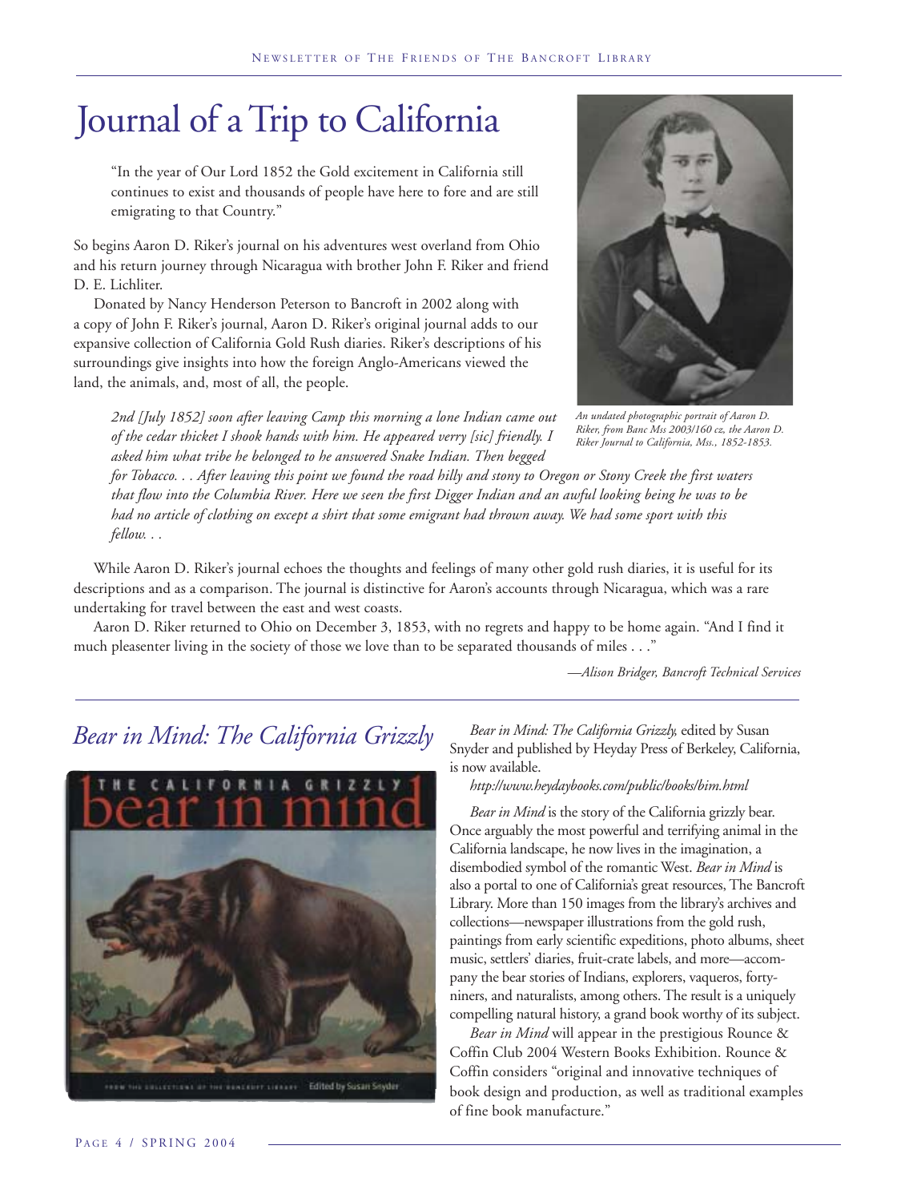# Journal of a Trip to California

"In the year of Our Lord 1852 the Gold excitement in California still continues to exist and thousands of people have here to fore and are still emigrating to that Country."

So begins Aaron D. Riker's journal on his adventures west overland from Ohio and his return journey through Nicaragua with brother John F. Riker and friend D. E. Lichliter.

Donated by Nancy Henderson Peterson to Bancroft in 2002 along with a copy of John F. Riker's journal, Aaron D. Riker's original journal adds to our expansive collection of California Gold Rush diaries. Riker's descriptions of his surroundings give insights into how the foreign Anglo-Americans viewed the land, the animals, and, most of all, the people.

*An undated photographic portrait of Aaron D. Riker, from Banc Mss 2003/160 cz, the Aaron D. Riker Journal to California, Mss., 1852-1853.*

*2nd [July 1852] soon after leaving Camp this morning a lone Indian came out of the cedar thicket I shook hands with him. He appeared verry [sic] friendly. I asked him what tribe he belonged to he answered Snake Indian. Then begged for Tobacco. . . After leaving this point we found the road hilly and stony to Oregon or Stony Creek the first waters that flow into the Columbia River. Here we seen the first Digger Indian and an awful looking being he was to be had no article of clothing on except a shirt that some emigrant had thrown away. We had some sport with this fellow. . .*

While Aaron D. Riker's journal echoes the thoughts and feelings of many other gold rush diaries, it is useful for its descriptions and as a comparison. The journal is distinctive for Aaron's accounts through Nicaragua, which was a rare undertaking for travel between the east and west coasts.

Aaron D. Riker returned to Ohio on December 3, 1853, with no regrets and happy to be home again. "And I find it much pleasenter living in the society of those we love than to be separated thousands of miles . . ."

*—Alison Bridger, Bancroft Technical Services*

## *Bear in Mind: The California Grizzly*

*Bear in Mind: The California Grizzly,* edited by Susan Snyder and published by Heyday Press of Berkeley, California, is now available.

*http://www.heydaybooks.com/public/books/bim.html*

*Bear in Mind* is the story of the California grizzly bear. Once arguably the most powerful and terrifying animal in the California landscape, he now lives in the imagination, a disembodied symbol of the romantic West. *Bear in Mind* is also a portal to one of California's great resources, The Bancroft Library. More than 150 images from the library's archives and collections—newspaper illustrations from the gold rush, paintings from early scientific expeditions, photo albums, sheet music, settlers' diaries, fruit-crate labels, and more—accompany the bear stories of Indians, explorers, vaqueros, forty-niners, and naturalists, among others. The result is a uniquely compelling natural history, a grand book worthy of its subject.

*Bear in Mind* will appear in the prestigious Rounce & Coffin Club 2004 Western Books Exhibition. Rounce & Coffin considers "original and innovative techniques of book design and production, as well as traditional examples of fine book manufacture."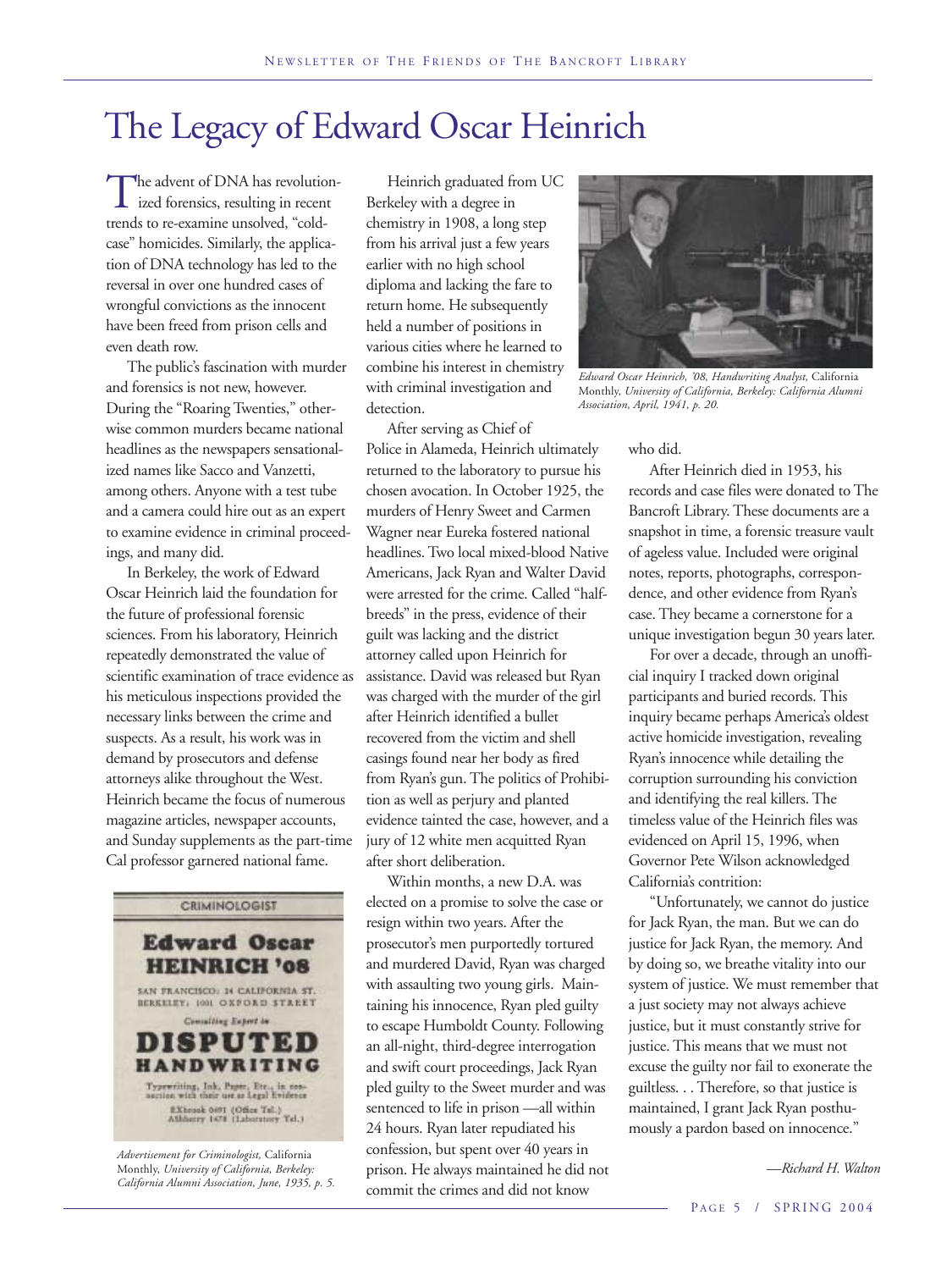# The Legacy of Edward Oscar Heinrich

The advent of DNA has revolutionized forensics, resulting in recent trends to re-examine unsolved, "cold-case" homicides. Similarly, the application of DNA technology has led to the reversal in over one hundred cases of wrongful convictions as the innocent have been freed from prison cells and even death row.

The public's fascination with murder and forensics is not new, however. During the "Roaring Twenties," otherwise common murders became national headlines as the newspapers sensationalized names like Sacco and Vanzetti, among others. Anyone with a test tube and a camera could hire out as an expert to examine evidence in criminal proceedings, and many did.

In Berkeley, the work of Edward Oscar Heinrich laid the foundation for the future of professional forensic sciences. From his laboratory, Heinrich repeatedly demonstrated the value of scientific examination of trace evidence as his meticulous inspections provided the necessary links between the crime and suspects. As a result, his work was in demand by prosecutors and defense attorneys alike throughout the West. Heinrich became the focus of numerous magazine articles, newspaper accounts, and Sunday supplements as the part-time Cal professor garnered national fame.

CRIMINOLOGIST

**Edward Oscar HEINRICH '08**

SAN FRANCISCO: 24 CALIFORNIA ST.
BERKELEY: 1001 OXFORD STREET

Consulting Expert in

**DISPUTED HANDWRITING**

Typewriting, Ink, Paper, Etc., in connection with their use as Legal Evidence

EXbrook 0491 (Office Tel.)
AShberry 1478 (Laboratory Tel.)

*Advertisement for Criminologist,* California Monthly, *University of California, Berkeley: California Alumni Association, June, 1935, p. 5.*

Heinrich graduated from UC Berkeley with a degree in chemistry in 1908, a long step from his arrival just a few years earlier with no high school diploma and lacking the fare to return home. He subsequently held a number of positions in various cities where he learned to combine his interest in chemistry with criminal investigation and detection.

*Edward Oscar Heinrich, '08, Handwriting Analyst,* California Monthly, *University of California, Berkeley: California Alumni Association, April, 1941, p. 20.*

After serving as Chief of Police in Alameda, Heinrich ultimately returned to the laboratory to pursue his chosen avocation. In October 1925, the murders of Henry Sweet and Carmen Wagner near Eureka fostered national headlines. Two local mixed-blood Native Americans, Jack Ryan and Walter David were arrested for the crime. Called "half-breeds" in the press, evidence of their guilt was lacking and the district attorney called upon Heinrich for assistance. David was released but Ryan was charged with the murder of the girl after Heinrich identified a bullet recovered from the victim and shell casings found near her body as fired from Ryan's gun. The politics of Prohibition as well as perjury and planted evidence tainted the case, however, and a jury of 12 white men acquitted Ryan after short deliberation.

Within months, a new D.A. was elected on a promise to solve the case or resign within two years. After the prosecutor's men purportedly tortured and murdered David, Ryan was charged with assaulting two young girls. Maintaining his innocence, Ryan pled guilty to escape Humboldt County. Following an all-night, third-degree interrogation and swift court proceedings, Jack Ryan pled guilty to the Sweet murder and was sentenced to life in prison —all within 24 hours. Ryan later repudiated his confession, but spent over 40 years in prison. He always maintained he did not commit the crimes and did not know who did.

After Heinrich died in 1953, his records and case files were donated to The Bancroft Library. These documents are a snapshot in time, a forensic treasure vault of ageless value. Included were original notes, reports, photographs, correspondence, and other evidence from Ryan's case. They became a cornerstone for a unique investigation begun 30 years later.

For over a decade, through an unofficial inquiry I tracked down original participants and buried records. This inquiry became perhaps America's oldest active homicide investigation, revealing Ryan's innocence while detailing the corruption surrounding his conviction and identifying the real killers. The timeless value of the Heinrich files was evidenced on April 15, 1996, when Governor Pete Wilson acknowledged California's contrition:

"Unfortunately, we cannot do justice for Jack Ryan, the man. But we can do justice for Jack Ryan, the memory. And by doing so, we breathe vitality into our system of justice. We must remember that a just society may not always achieve justice, but it must constantly strive for justice. This means that we must not excuse the guilty nor fail to exonerate the guiltless. . . Therefore, so that justice is maintained, I grant Jack Ryan posthumously a pardon based on innocence."

*—Richard H. Walton*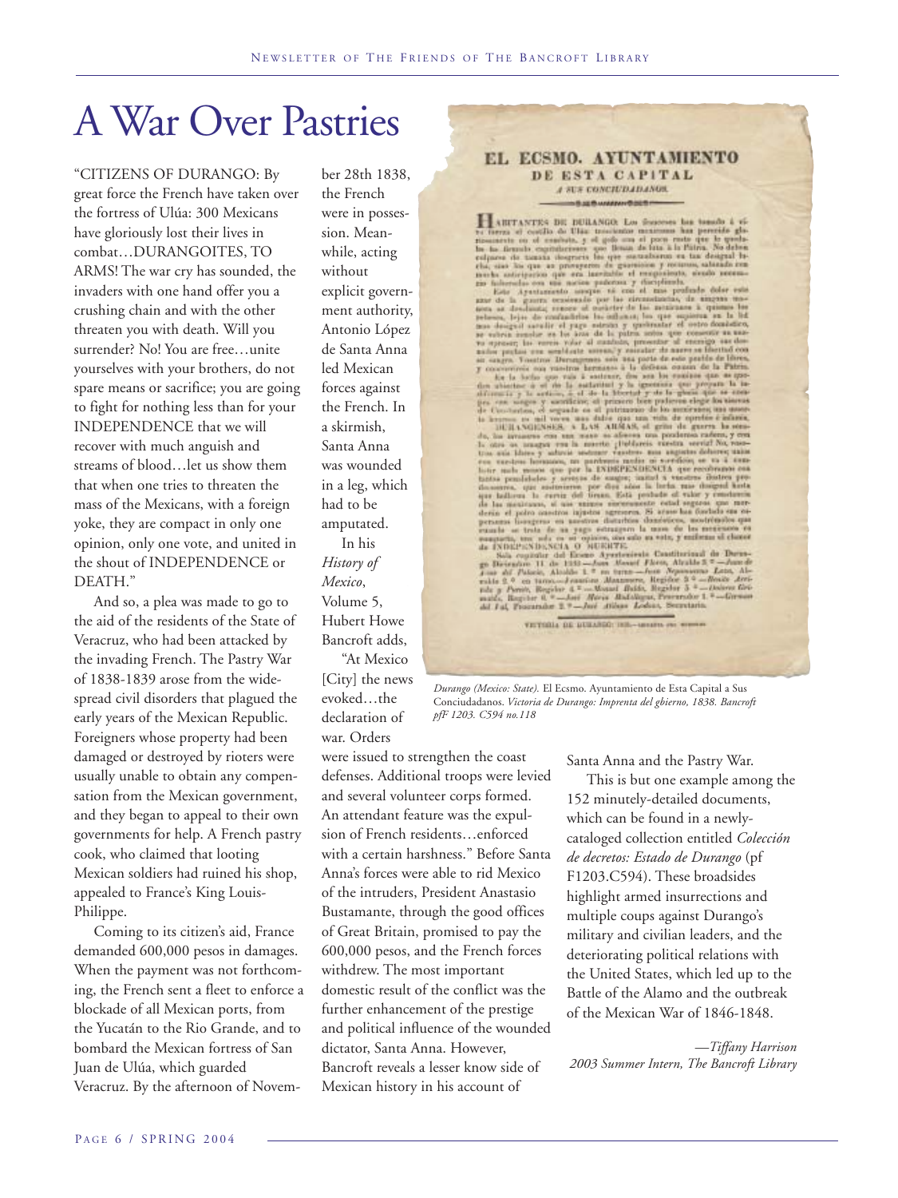# A War Over Pastries

"CITIZENS OF DURANGO: By great force the French have taken over the fortress of Ulúa: 300 Mexicans have gloriously lost their lives in combat…DURANGOITES, TO ARMS! The war cry has sounded, the invaders with one hand offer you a crushing chain and with the other threaten you with death. Will you surrender? No! You are free…unite yourselves with your brothers, do not spare means or sacrifice; you are going to fight for nothing less than for your INDEPENDENCE that we will recover with much anguish and streams of blood…let us show them that when one tries to threaten the mass of the Mexicans, with a foreign yoke, they are compact in only one opinion, only one vote, and united in the shout of INDEPENDENCE or DEATH."

And so, a plea was made to go to the aid of the residents of the State of Veracruz, who had been attacked by the invading French. The Pastry War of 1838-1839 arose from the widespread civil disorders that plagued the early years of the Mexican Republic. Foreigners whose property had been damaged or destroyed by rioters were usually unable to obtain any compensation from the Mexican government, and they began to appeal to their own governments for help. A French pastry cook, who claimed that looting Mexican soldiers had ruined his shop, appealed to France's King Louis-Philippe.

Coming to its citizen's aid, France demanded 600,000 pesos in damages. When the payment was not forthcoming, the French sent a fleet to enforce a blockade of all Mexican ports, from the Yucatán to the Rio Grande, and to bombard the Mexican fortress of San Juan de Ulúa, which guarded Veracruz. By the afternoon of November 28th 1838, the French were in possession. Meanwhile, acting without explicit government authority, Antonio López de Santa Anna led Mexican forces against the French. In a skirmish, Santa Anna was wounded in a leg, which had to be amputated.

In his *History of Mexico*, Volume 5, Hubert Howe Bancroft adds, "At Mexico [City] the news evoked…the declaration of war. Orders were issued to strengthen the coast defenses. Additional troops were levied and several volunteer corps formed. An attendant feature was the expulsion of French residents…enforced with a certain harshness." Before Santa Anna's forces were able to rid Mexico of the intruders, President Anastasio Bustamante, through the good offices of Great Britain, promised to pay the 600,000 pesos, and the French forces withdrew. The most important domestic result of the conflict was the further enhancement of the prestige and political influence of the wounded dictator, Santa Anna. However, Bancroft reveals a lesser know side of Mexican history in his account of Santa Anna and the Pastry War.

*Durango (Mexico: State).* El Ecsmo. Ayuntamiento de Esta Capital a Sus Conciudadanos. *Victoria de Durango: Imprenta del gbierno, 1838. Bancroft pfF 1203. C594 no.118*

This is but one example among the 152 minutely-detailed documents, which can be found in a newly-cataloged collection entitled *Colección de decretos: Estado de Durango* (pf F1203.C594). These broadsides highlight armed insurrections and multiple coups against Durango's military and civilian leaders, and the deteriorating political relations with the United States, which led up to the Battle of the Alamo and the outbreak of the Mexican War of 1846-1848.

*—Tiffany Harrison*
*2003 Summer Intern, The Bancroft Library*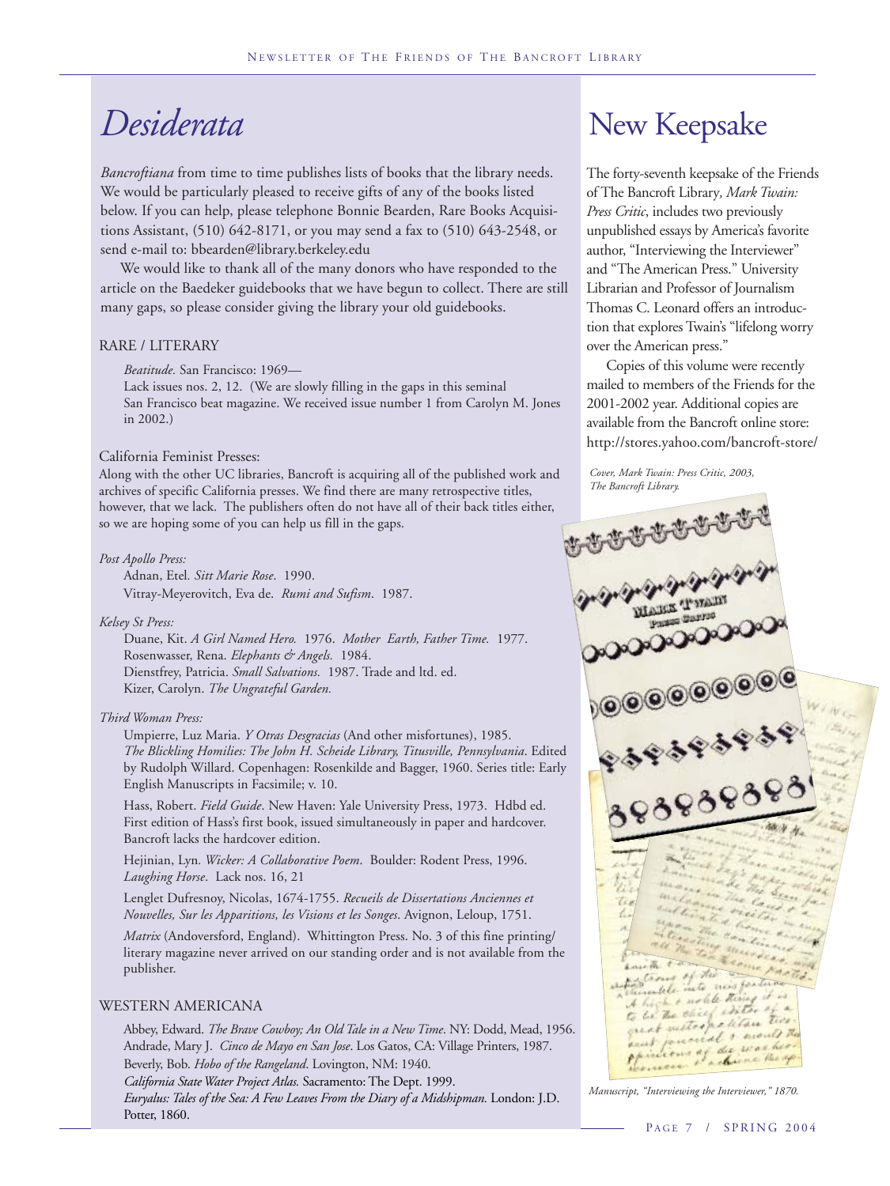# *Desiderata*

*Bancroftiana* from time to time publishes lists of books that the library needs. We would be particularly pleased to receive gifts of any of the books listed below. If you can help, please telephone Bonnie Bearden, Rare Books Acquisitions Assistant, (510) 642-8171, or you may send a fax to (510) 643-2548, or send e-mail to: bbearden@library.berkeley.edu

We would like to thank all of the many donors who have responded to the article on the Baedeker guidebooks that we have begun to collect. There are still many gaps, so please consider giving the library your old guidebooks.

## RARE / LITERARY

*Beatitude.* San Francisco: 1969—
Lack issues nos. 2, 12. (We are slowly filling in the gaps in this seminal San Francisco beat magazine. We received issue number 1 from Carolyn M. Jones in 2002.)

California Feminist Presses:
Along with the other UC libraries, Bancroft is acquiring all of the published work and archives of specific California presses. We find there are many retrospective titles, however, that we lack. The publishers often do not have all of their back titles either, so we are hoping some of you can help us fill in the gaps.

*Post Apollo Press:*

Adnan, Etel. *Sitt Marie Rose*. 1990.
Vitray-Meyerovitch, Eva de. *Rumi and Sufism*. 1987.

*Kelsey St Press:*

Duane, Kit. *A Girl Named Hero.* 1976. *Mother Earth, Father Time.* 1977.
Rosenwasser, Rena. *Elephants & Angels.* 1984.
Dienstfrey, Patricia. *Small Salvations.* 1987. Trade and ltd. ed.
Kizer, Carolyn. *The Ungrateful Garden.*

*Third Woman Press:*

Umpierre, Luz Maria. *Y Otras Desgracias* (And other misfortunes), 1985.
*The Blickling Homilies: The John H. Scheide Library, Titusville, Pennsylvania*. Edited by Rudolph Willard. Copenhagen: Rosenkilde and Bagger, 1960. Series title: Early English Manuscripts in Facsimile; v. 10.

Hass, Robert. *Field Guide*. New Haven: Yale University Press, 1973. Hdbd ed. First edition of Hass's first book, issued simultaneously in paper and hardcover. Bancroft lacks the hardcover edition.

Hejinian, Lyn. *Wicker: A Collaborative Poem*. Boulder: Rodent Press, 1996.
*Laughing Horse*. Lack nos. 16, 21

Lenglet Dufresnoy, Nicolas, 1674-1755. *Recueils de Dissertations Anciennes et Nouvelles, Sur les Apparitions, les Visions et les Songes*. Avignon, Leloup, 1751.

*Matrix* (Andoversford, England). Whittington Press. No. 3 of this fine printing/literary magazine never arrived on our standing order and is not available from the publisher.

## WESTERN AMERICANA

Abbey, Edward. *The Brave Cowboy; An Old Tale in a New Time*. NY: Dodd, Mead, 1956.
Andrade, Mary J. *Cinco de Mayo en San Jose*. Los Gatos, CA: Village Printers, 1987.
Beverly, Bob. *Hobo of the Rangeland*. Lovington, NM: 1940.
*California State Water Project Atlas.* Sacramento: The Dept. 1999.
*Euryalus: Tales of the Sea: A Few Leaves From the Diary of a Midshipman.* London: J.D. Potter, 1860.

# New Keepsake

The forty-seventh keepsake of the Friends of The Bancroft Library, *Mark Twain: Press Critic*, includes two previously unpublished essays by America's favorite author, "Interviewing the Interviewer" and "The American Press." University Librarian and Professor of Journalism Thomas C. Leonard offers an introduction that explores Twain's "lifelong worry over the American press."

Copies of this volume were recently mailed to members of the Friends for the 2001-2002 year. Additional copies are available from the Bancroft online store: http://stores.yahoo.com/bancroft-store/

*Cover, Mark Twain: Press Critic, 2003, The Bancroft Library.*

*Manuscript, "Interviewing the Interviewer," 1870.*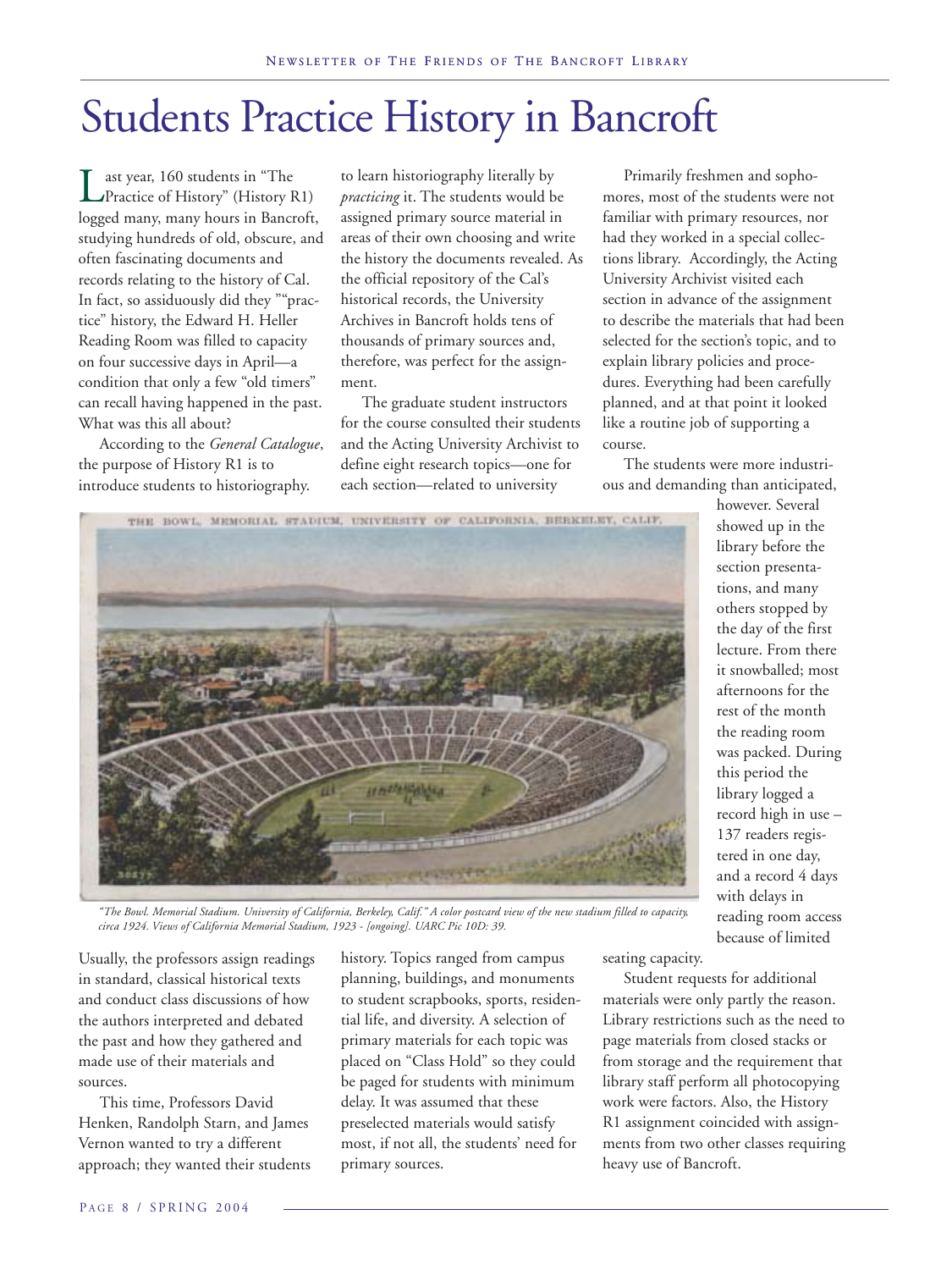# Students Practice History in Bancroft

Last year, 160 students in "The Practice of History" (History R1) logged many, many hours in Bancroft, studying hundreds of old, obscure, and often fascinating documents and records relating to the history of Cal. In fact, so assiduously did they ""practice" history, the Edward H. Heller Reading Room was filled to capacity on four successive days in April—a condition that only a few "old timers" can recall having happened in the past. What was this all about?

According to the *General Catalogue*, the purpose of History R1 is to introduce students to historiography. Usually, the professors assign readings in standard, classical historical texts and conduct class discussions of how the authors interpreted and debated the past and how they gathered and made use of their materials and sources.

This time, Professors David Henken, Randolph Starn, and James Vernon wanted to try a different approach; they wanted their students to learn historiography literally by *practicing* it. The students would be assigned primary source material in areas of their own choosing and write the history the documents revealed. As the official repository of the Cal's historical records, the University Archives in Bancroft holds tens of thousands of primary sources and, therefore, was perfect for the assignment.

The graduate student instructors for the course consulted their students and the Acting University Archivist to define eight research topics—one for each section—related to university history. Topics ranged from campus planning, buildings, and monuments to student scrapbooks, sports, residential life, and diversity. A selection of primary materials for each topic was placed on "Class Hold" so they could be paged for students with minimum delay. It was assumed that these preselected materials would satisfy most, if not all, the students' need for primary sources.

Primarily freshmen and sophomores, most of the students were not familiar with primary resources, nor had they worked in a special collections library. Accordingly, the Acting University Archivist visited each section in advance of the assignment to describe the materials that had been selected for the section's topic, and to explain library policies and procedures. Everything had been carefully planned, and at that point it looked like a routine job of supporting a course.

The students were more industrious and demanding than anticipated, however. Several showed up in the library before the section presentations, and many others stopped by the day of the first lecture. From there it snowballed; most afternoons for the rest of the month the reading room was packed. During this period the library logged a record high in use – 137 readers registered in one day, and a record 4 days with delays in reading room access because of limited seating capacity.

*"The Bowl. Memorial Stadium. University of California, Berkeley, Calif." A color postcard view of the new stadium filled to capacity, circa 1924. Views of California Memorial Stadium, 1923 - [ongoing]. UARC Pic 10D: 39.*

Student requests for additional materials were only partly the reason. Library restrictions such as the need to page materials from closed stacks or from storage and the requirement that library staff perform all photocopying work were factors. Also, the History R1 assignment coincided with assignments from two other classes requiring heavy use of Bancroft.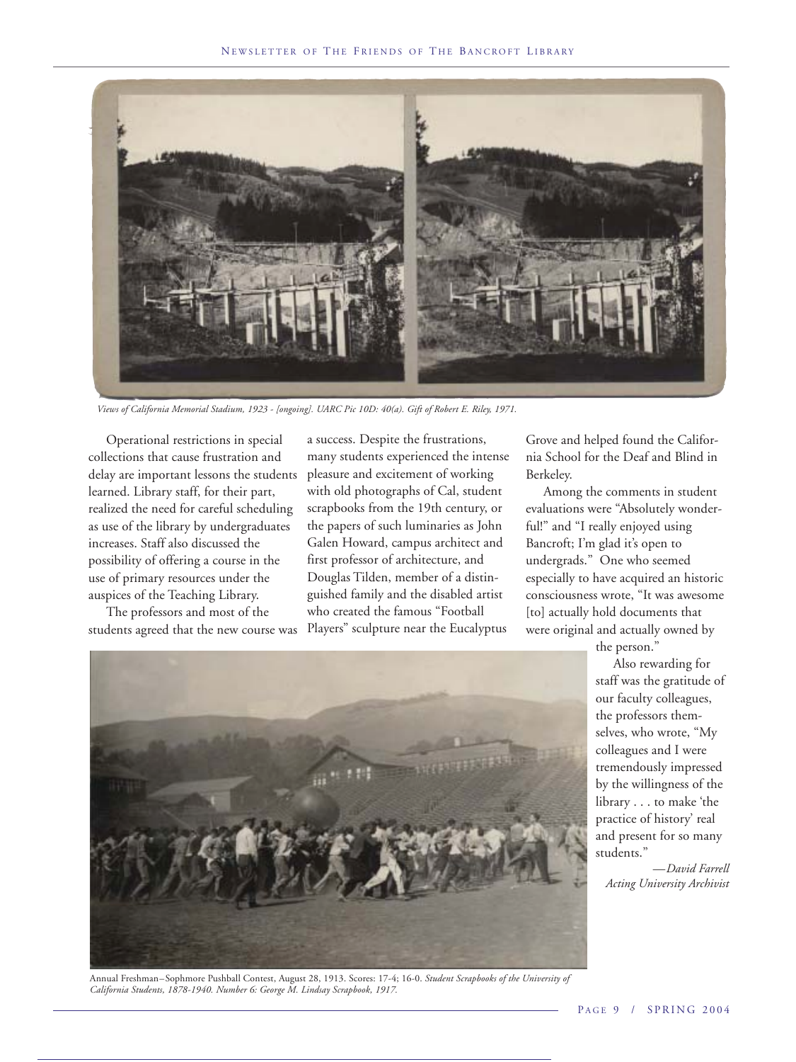*Views of California Memorial Stadium, 1923 - [ongoing]. UARC Pic 10D: 40(a). Gift of Robert E. Riley, 1971.*

Operational restrictions in special collections that cause frustration and delay are important lessons the students learned. Library staff, for their part, realized the need for careful scheduling as use of the library by undergraduates increases. Staff also discussed the possibility of offering a course in the use of primary resources under the auspices of the Teaching Library.

The professors and most of the students agreed that the new course was a success. Despite the frustrations, many students experienced the intense pleasure and excitement of working with old photographs of Cal, student scrapbooks from the 19th century, or the papers of such luminaries as John Galen Howard, campus architect and first professor of architecture, and Douglas Tilden, member of a distinguished family and the disabled artist who created the famous "Football Players" sculpture near the Eucalyptus Grove and helped found the California School for the Deaf and Blind in Berkeley.

Among the comments in student evaluations were "Absolutely wonderful!" and "I really enjoyed using Bancroft; I'm glad it's open to undergrads." One who seemed especially to have acquired an historic consciousness wrote, "It was awesome [to] actually hold documents that were original and actually owned by the person."

Also rewarding for staff was the gratitude of our faculty colleagues, the professors themselves, who wrote, "My colleagues and I were tremendously impressed by the willingness of the library . . . to make 'the practice of history' real and present for so many students."

*—David Farrell*
*Acting University Archivist*

Annual Freshman–Sophmore Pushball Contest, August 28, 1913. Scores: 17-4; 16-0. *Student Scrapbooks of the University of California Students, 1878-1940. Number 6: George M. Lindsay Scrapbook, 1917.*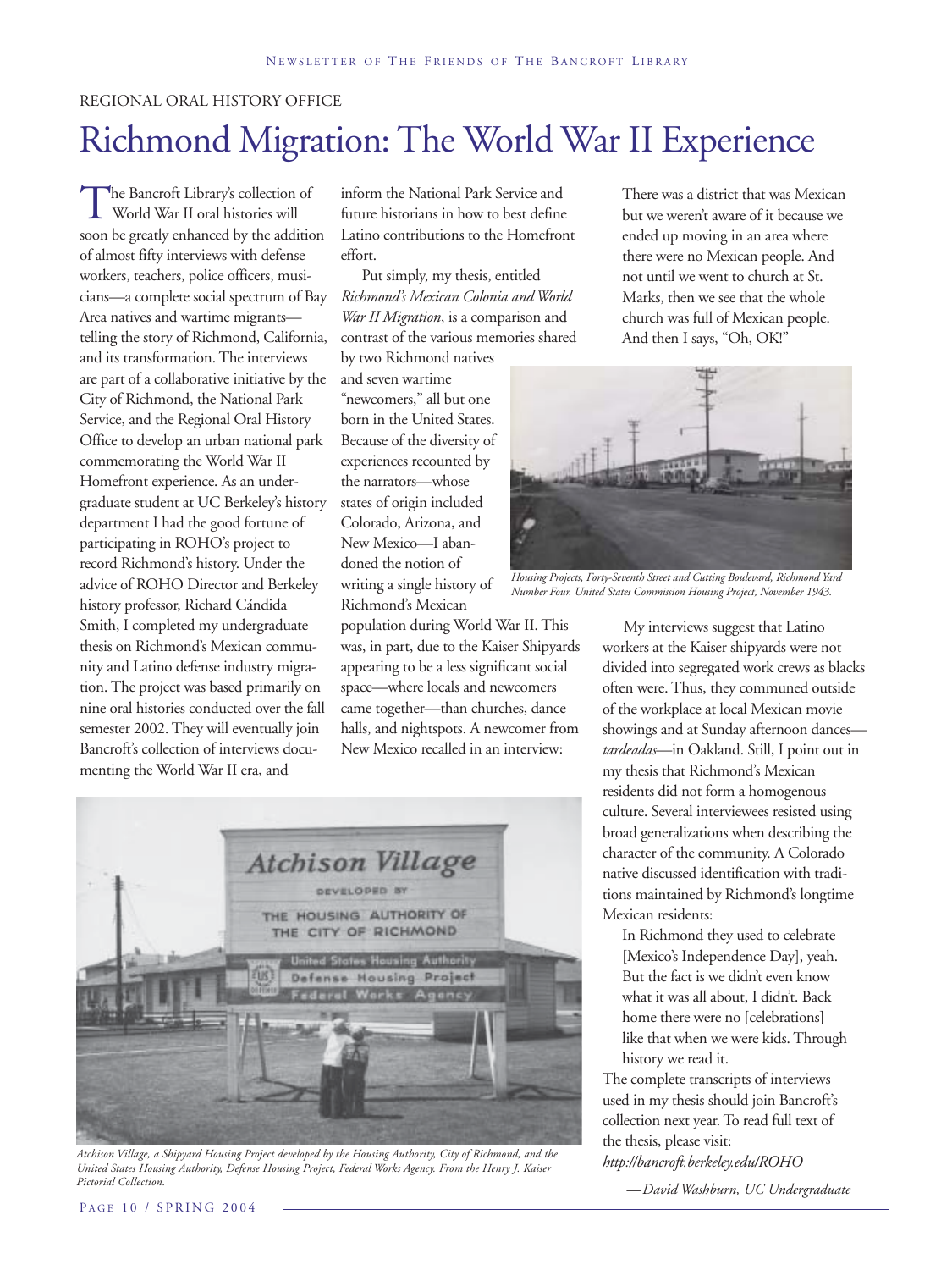REGIONAL ORAL HISTORY OFFICE

# Richmond Migration: The World War II Experience

The Bancroft Library's collection of World War II oral histories will soon be greatly enhanced by the addition of almost fifty interviews with defense workers, teachers, police officers, musicians—a complete social spectrum of Bay Area natives and wartime migrants—telling the story of Richmond, California, and its transformation. The interviews are part of a collaborative initiative by the City of Richmond, the National Park Service, and the Regional Oral History Office to develop an urban national park commemorating the World War II Homefront experience. As an undergraduate student at UC Berkeley's history department I had the good fortune of participating in ROHO's project to record Richmond's history. Under the advice of ROHO Director and Berkeley history professor, Richard Cándida Smith, I completed my undergraduate thesis on Richmond's Mexican community and Latino defense industry migration. The project was based primarily on nine oral histories conducted over the fall semester 2002. They will eventually join Bancroft's collection of interviews documenting the World War II era, and inform the National Park Service and future historians in how to best define Latino contributions to the Homefront effort.

Put simply, my thesis, entitled *Richmond's Mexican Colonia and World War II Migration*, is a comparison and contrast of the various memories shared by two Richmond natives and seven wartime "newcomers," all but one born in the United States. Because of the diversity of experiences recounted by the narrators—whose states of origin included Colorado, Arizona, and New Mexico—I abandoned the notion of writing a single history of Richmond's Mexican population during World War II. This was, in part, due to the Kaiser Shipyards appearing to be a less significant social space—where locals and newcomers came together—than churches, dance halls, and nightspots. A newcomer from New Mexico recalled in an interview:

> There was a district that was Mexican but we weren't aware of it because we ended up moving in an area where there were no Mexican people. And not until we went to church at St. Marks, then we see that the whole church was full of Mexican people. And then I says, "Oh, OK!"

*Housing Projects, Forty-Seventh Street and Cutting Boulevard, Richmond Yard Number Four. United States Commission Housing Project, November 1943.*

My interviews suggest that Latino workers at the Kaiser shipyards were not divided into segregated work crews as blacks often were. Thus, they communed outside of the workplace at local Mexican movie showings and at Sunday afternoon dances—*tardeadas*—in Oakland. Still, I point out in my thesis that Richmond's Mexican residents did not form a homogenous culture. Several interviewees resisted using broad generalizations when describing the character of the community. A Colorado native discussed identification with traditions maintained by Richmond's longtime Mexican residents:

> In Richmond they used to celebrate [Mexico's Independence Day], yeah. But the fact is we didn't even know what it was all about, I didn't. Back home there were no [celebrations] like that when we were kids. Through history we read it.

The complete transcripts of interviews used in my thesis should join Bancroft's collection next year. To read full text of the thesis, please visit: *http://bancroft.berkeley.edu/ROHO*

*—David Washburn, UC Undergraduate*

*Atchison Village, a Shipyard Housing Project developed by the Housing Authority, City of Richmond, and the United States Housing Authority, Defense Housing Project, Federal Works Agency. From the Henry J. Kaiser Pictorial Collection.*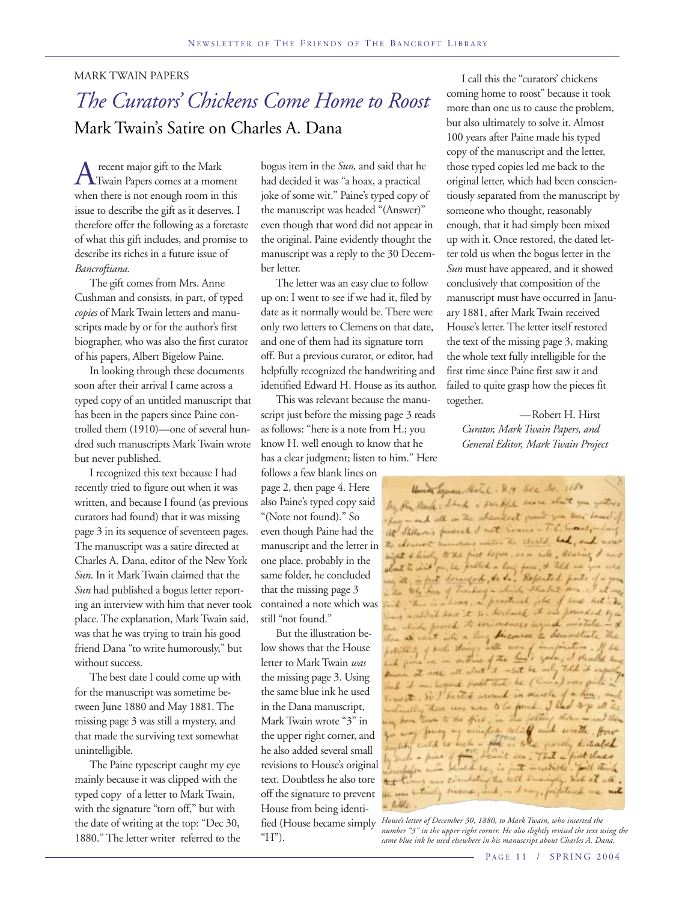MARK TWAIN PAPERS

# *The Curators' Chickens Come Home to Roost*

## Mark Twain's Satire on Charles A. Dana

A recent major gift to the Mark Twain Papers comes at a moment when there is not enough room in this issue to describe the gift as it deserves. I therefore offer the following as a foretaste of what this gift includes, and promise to describe its riches in a future issue of *Bancroftiana.*

The gift comes from Mrs. Anne Cushman and consists, in part, of typed *copies* of Mark Twain letters and manuscripts made by or for the author's first biographer, who was also the first curator of his papers, Albert Bigelow Paine.

In looking through these documents soon after their arrival I came across a typed copy of an untitled manuscript that has been in the papers since Paine controlled them (1910)—one of several hundred such manuscripts Mark Twain wrote but never published.

I recognized this text because I had recently tried to figure out when it was written, and because I found (as previous curators had found) that it was missing page 3 in its sequence of seventeen pages. The manuscript was a satire directed at Charles A. Dana, editor of the New York *Sun*. In it Mark Twain claimed that the *Sun* had published a bogus letter reporting an interview with him that never took place. The explanation, Mark Twain said, was that he was trying to train his good friend Dana "to write humorously," but without success.

The best date I could come up with for the manuscript was sometime between June 1880 and May 1881. The missing page 3 was still a mystery, and that made the surviving text somewhat unintelligible.

The Paine typescript caught my eye mainly because it was clipped with the typed copy of a letter to Mark Twain, with the signature "torn off," but with the date of writing at the top: "Dec 30, 1880." The letter writer referred to the bogus item in the *Sun,* and said that he had decided it was "a hoax, a practical joke of some wit." Paine's typed copy of the manuscript was headed "(Answer)" even though that word did not appear in the original. Paine evidently thought the manuscript was a reply to the 30 December letter.

The letter was an easy clue to follow up on: I went to see if we had it, filed by date as it normally would be. There were only two letters to Clemens on that date, and one of them had its signature torn off. But a previous curator, or editor, had helpfully recognized the handwriting and identified Edward H. House as its author.

This was relevant because the manuscript just before the missing page 3 reads as follows: "here is a note from H.; you know H. well enough to know that he has a clear judgment; listen to him." Here follows a few blank lines on page 2, then page 4. Here also Paine's typed copy said "(Note not found)." So even though Paine had the manuscript and the letter in one place, probably in the same folder, he concluded that the missing page 3 contained a note which was still "not found."

But the illustration below shows that the House letter to Mark Twain *was* the missing page 3. Using the same blue ink he used in the Dana manuscript, Mark Twain wrote "3" in the upper right corner, and he also added several small revisions to House's original text. Doubtless he also tore off the signature to prevent House from being identified (House became simply "H").

I call this the "curators' chickens coming home to roost" because it took more than one us to cause the problem, but also ultimately to solve it. Almost 100 years after Paine made his typed copy of the manuscript and the letter, those typed copies led me back to the original letter, which had been conscientiously separated from the manuscript by someone who thought, reasonably enough, that it had simply been mixed up with it. Once restored, the dated letter told us when the bogus letter in the *Sun* must have appeared, and it showed conclusively that composition of the manuscript must have occurred in January 1881, after Mark Twain received House's letter. The letter itself restored the text of the missing page 3, making the whole text fully intelligible for the first time since Paine first saw it and failed to quite grasp how the pieces fit together.

—Robert H. Hirst
*Curator, Mark Twain Papers, and General Editor, Mark Twain Project*

*House's letter of December 30, 1880, to Mark Twain, who inserted the number "3" in the upper right corner. He also slightly revised the text using the same blue ink he used elsewhere in his manuscript about Charles A. Dana.*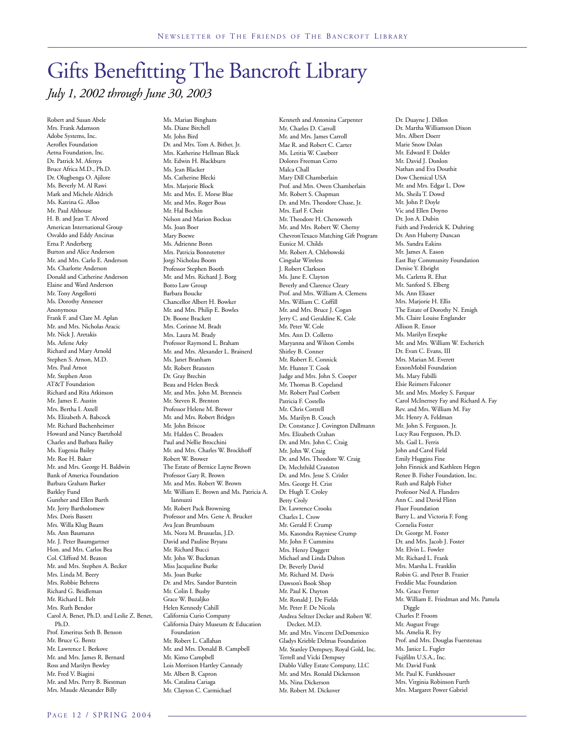# Gifts Benefitting The Bancroft Library

*July 1, 2002 through June 30, 2003*

Robert and Susan Abele
Mrs. Frank Adamson
Adobe Systems, Inc.
Aeroflex Foundation
Aetna Foundation, Inc.
Dr. Patrick M. Afenya
Bruce Africa M.D., Ph.D.
Dr. Olugbenga O. Ajilore
Ms. Beverly M. Al Rawi
Mark and Michele Aldrich
Ms. Katrina G. Alloo
Mr. Paul Althouse
H. B. and Jean T. Alvord
American International Group
Osvaldo and Eddy Ancinas
Erna P. Anderberg
Burton and Alice Anderson
Mr. and Mrs. Carlo E. Anderson
Ms. Charlotte Anderson
Donald and Catherine Anderson
Elaine and Ward Anderson
Mr. Tony Angellotti
Ms. Dorothy Annesser
Anonymous
Frank F. and Clare M. Aplan
Mr. and Mrs. Nicholas Aracic
Mr. Nick J. Aretakis
Ms. Arlene Arky
Richard and Mary Arnold
Stephen S. Arnon, M.D.
Mrs. Paul Arnot
Mr. Stephen Aron
AT&T Foundation
Richard and Rita Atkinson
Mr. James E. Austin
Mrs. Bertha I. Axtell
Ms. Elizabeth A. Babcock
Mr. Richard Bachenheimer
Howard and Nancy Baetzhold
Charles and Barbara Bailey
Ms. Eugenia Bailey
Mr. Roe H. Baker
Mr. and Mrs. George H. Baldwin
Bank of America Foundation
Barbara Graham Barker
Barkley Fund
Gunther and Ellen Barth
Mr. Jerry Bartholomew
Mrs. Doris Bassett
Mrs. Willa Klug Baum
Ms. Ann Baumann
Mr. J. Peter Baumgartner
Hon. and Mrs. Carlos Bea
Col. Clifford M. Beaton
Mr. and Mrs. Stephen A. Becker
Mrs. Linda M. Beery
Mrs. Robbie Behrens
Richard G. Beidleman
Mr. Richard L. Belt
Mrs. Ruth Bendor
Carol A. Benet, Ph.D. and Leslie Z. Benet, Ph.D.
Prof. Emeritus Seth B. Benson
Mr. Bruce G. Bentz
Mr. Lawrence I. Berkove
Mr. and Mrs. James R. Bernard
Ross and Marilyn Bewley
Mr. Fred V. Biagini
Mr. and Mrs. Perry B. Biestman
Mrs. Maude Alexander Billy
Ms. Marian Bingham
Ms. Diane Birchell
Mr. John Bird
Dr. and Mrs. Tom A. Bither, Jr.
Mrs. Katherine Hellman Black
Mr. Edwin H. Blackburn
Ms. Jean Blacker
Ms. Catherine Blecki
Mrs. Marjorie Block
Mr. and Mrs. E. Morse Blue
Mr. and Mrs. Roger Boas
Mr. Hal Bochin
Nelson and Marion Bockus
Ms. Joan Boer
Mary Boewe
Ms. Adrienne Bonn
Mrs. Patricia Bonnstetter
Jorgi Nicholau Boom
Professor Stephen Booth
Mr. and Mrs. Richard J. Borg
Botto Law Group
Barbara Boucke
Chancellor Albert H. Bowker
Mr. and Mrs. Philip E. Bowles
Dr. Boone Brackett
Mrs. Corinne M. Bradt
Mrs. Laura M. Brady
Professor Raymond L. Braham
Mr. and Mrs. Alexander L. Brainerd
Ms. Janet Branham
Mr. Robert Bransten
Dr. Gray Brechin
Beau and Helen Breck
Mr. and Mrs. John M. Brenneis
Mr. Steven R. Brenton
Professor Helene M. Brewer
Mr. and Mrs. Robert Bridges
Mr. John Briscoe
Mr. Halden C. Broaders
Paul and Nellie Brocchini
Mr. and Mrs. Charles W. Brockhoff
Robert W. Brower
The Estate of Bernice Layne Brown
Professor Gary R. Brown
Mr. and Mrs. Robert W. Brown
Mr. William E. Brown and Ms. Patricia A. Iannuzzi
Mr. Robert Pack Browning
Professor and Mrs. Gene A. Brucker
Ava Jean Brumbaum
Ms. Nora M. Brusuelas, J.D.
David and Pauline Bryans
Mr. Richard Bucci
Mr. John W. Buckman
Miss Jacqueline Burke
Ms. Joan Burke
Dr. and Mrs. Sandor Burstein
Mr. Colin I. Busby
Grace W. Buzaljko
Helen Kennedy Cahill
California Curio Company
California Dairy Museum & Education Foundation
Mr. Robert L. Callahan
Mr. and Mrs. Donald B. Campbell
Mr. Kimo Campbell
Lois Morrison Hartley Cannady
Mr. Albert B. Capron
Ms. Catalina Cariaga
Mr. Clayton C. Carmichael
Kenneth and Antonina Carpenter
Mr. Charles D. Carroll
Mr. and Mrs. James Carroll
Mae R. and Robert C. Carter
Ms. Letitia W. Casebeer
Dolores Freeman Cerro
Malca Chall
Mary Dill Chamberlain
Prof. and Mrs. Owen Chamberlain
Mr. Robert S. Chapman
Dr. and Mrs. Theodore Chase, Jr.
Mrs. Earl F. Cheit
Mr. Theodore H. Chenoweth
Mr. and Mrs. Robert W. Cherny
ChevronTexaco Matching Gift Program
Eunice M. Childs
Mr. Robert A. Chlebowski
Cingular Wireless
J. Robert Clarkson
Ms. Jane E. Clayton
Beverly and Clarence Cleary
Prof. and Mrs. William A. Clemens
Mrs. William C. Coffill
Mr. and Mrs. Bruce J. Cogan
Jerry C. and Geraldine K. Cole
Mr. Peter W. Cole
Mrs. Ann D. Colletto
Maryanna and Wilson Combs
Shirley B. Conner
Mr. Robert E. Connick
Mr. Hunter T. Cook
Judge and Mrs. John S. Cooper
Mr. Thomas B. Copeland
Mr. Robert Paul Corbett
Patricia F. Costello
Mr. Chris Cottrell
Ms. Marilyn B. Couch
Dr. Constance J. Covington Dallmann
Mrs. Elizabeth Crahan
Dr. and Mrs. John C. Craig
Mr. John W. Craig
Dr. and Mrs. Theodore W. Craig
Dr. Mechthild Cranston
Dr. and Mrs. Jesse S. Crisler
Mrs. George H. Crist
Dr. Hugh T. Croley
Betty Croly
Dr. Lawrence Crooks
Charles L. Crow
Mr. Gerald F. Crump
Ms. Kasondra Rayniese Crump
Mr. John F. Cummins
Mrs. Henry Daggett
Michael and Linda Dalton
Dr. Beverly David
Mr. Richard M. Davis
Dawson's Book Shop
Mr. Paul K. Dayton
Mr. Ronald J. De Fields
Mr. Peter F. De Nicola
Andrea Seltzer Decker and Robert W. Decker, M.D.
Mr. and Mrs. Vincent DeDomenico
Gladys Krieble Delmas Foundation
Mr. Stanley Dempsey, Royal Gold, Inc.
Terrell and Vicki Dempsey
Diablo Valley Estate Company, LLC
Mr. and Mrs. Ronald Dickenson
Ms. Nina Dickerson
Mr. Robert M. Dickover
Dr. Duayne J. Dillon
Dr. Martha Williamson Dixon
Mrs. Albert Doerr
Marie Snow Dolan
Mr. Edward F. Dolder
Mr. David J. Donlon
Nathan and Eva Douthit
Dow Chemical USA
Mr. and Mrs. Edgar L. Dow
Ms. Sheila T. Dowd
Mr. John P. Doyle
Vic and Ellen Doyno
Dr. Jon A. Dubin
Faith and Frederick K. Duhring
Dr. Ann Huberty Duncan
Ms. Sandra Eakins
Mr. James A. Eason
East Bay Community Foundation
Denise Y. Ebright
Ms. Carletta R. Ehat
Mr. Sanford S. Elberg
Ms. Ann Eliaser
Mrs. Marjorie H. Ellis
The Estate of Dorothy N. Emigh
Ms. Claire Louise Englander
Allison R. Ensor
Ms. Marilyn Ersepke
Mr. and Mrs. William W. Escherich
Dr. Evan C. Evans, III
Mrs. Marian M. Everett
ExxonMobil Foundation
Ms. Mary Fabilli
Elsie Reimers Falconer
Mr. and Mrs. Morley S. Farquar
Carol McInerney Fay and Richard A. Fay
Rev. and Mrs. William M. Fay
Mr. Henry A. Feldman
Mr. John S. Ferguson, Jr.
Lucy Rau Ferguson, Ph.D.
Ms. Gail L. Ferris
John and Carol Field
Emily Huggins Fine
John Finnick and Kathleen Hegen
Renee B. Fisher Foundation, Inc.
Ruth and Ralph Fisher
Professor Ned A. Flanders
Ann C. and David Flinn
Fluor Foundation
Barry L. and Victoria F. Fong
Cornelia Foster
Dr. George M. Foster
Dr. and Mrs. Jacob J. Foster
Mr. Elvin L. Fowler
Mr. Richard L. Frank
Mrs. Marsha L. Franklin
Robin G. and Peter B. Frazier
Freddie Mac Foundation
Ms. Grace Fretter
Mr. William E. Friedman and Ms. Pamela Diggle
Charles P. Froom
Mr. August Fruge
Ms. Amelia R. Fry
Prof. and Mrs. Douglas Fuerstenau
Ms. Janice L. Fugler
Fujifilm U.S.A., Inc.
Mr. David Funk
Mr. Paul K. Funkhouser
Mrs. Virginia Robinson Furth
Mrs. Margaret Power Gabriel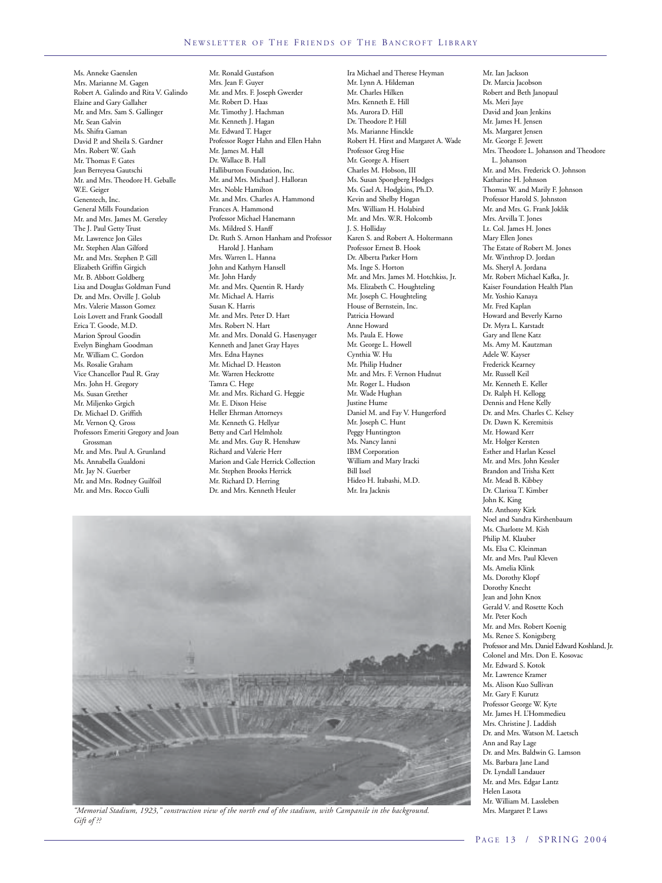Ms. Anneke Gaenslen
Mrs. Marianne M. Gagen
Robert A. Galindo and Rita V. Galindo
Elaine and Gary Gallaher
Mr. and Mrs. Sam S. Gallinger
Mr. Sean Galvin
Ms. Shifra Gaman
David P. and Sheila S. Gardner
Mrs. Robert W. Gash
Mr. Thomas F. Gates
Jean Berreyesa Gautschi
Mr. and Mrs. Theodore H. Geballe
W.E. Geiger
Genentech, Inc.
General Mills Foundation
Mr. and Mrs. James M. Gerstley
The J. Paul Getty Trust
Mr. Lawrence Jon Giles
Mr. Stephen Alan Gilford
Mr. and Mrs. Stephen P. Gill
Elizabeth Griffin Girgich
Mr. B. Abbott Goldberg
Lisa and Douglas Goldman Fund
Dr. and Mrs. Orville J. Golub
Mrs. Valerie Masson Gomez
Lois Lovett and Frank Goodall
Erica T. Goode, M.D.
Marion Sproul Goodin
Evelyn Bingham Goodman
Mr. William C. Gordon
Ms. Rosalie Graham
Vice Chancellor Paul R. Gray
Mrs. John H. Gregory
Ms. Susan Grether
Mr. Miljenko Grgich
Dr. Michael D. Griffith
Mr. Vernon Q. Gross
Professors Emeriti Gregory and Joan Grossman
Mr. and Mrs. Paul A. Grunland
Ms. Annabella Gualdoni
Mr. Jay N. Guerber
Mr. and Mrs. Rodney Guilfoil
Mr. and Mrs. Rocco Gulli
Mr. Ronald Gustafson
Mrs. Jean F. Guyer
Mr. and Mrs. F. Joseph Gwerder
Mr. Robert D. Haas
Mr. Timothy J. Hachman
Mr. Kenneth J. Hagan
Mr. Edward T. Hager
Professor Roger Hahn and Ellen Hahn
Mr. James M. Hall
Dr. Wallace B. Hall
Halliburton Foundation, Inc.
Mr. and Mrs. Michael J. Halloran
Mrs. Noble Hamilton
Mr. and Mrs. Charles A. Hammond
Frances A. Hammond
Professor Michael Hanemann
Ms. Mildred S. Hanff
Dr. Ruth S. Arnon Hanham and Professor Harold J. Hanham
Mrs. Warren L. Hanna
John and Kathyrn Hansell
Mr. John Hardy
Mr. and Mrs. Quentin R. Hardy
Mr. Michael A. Harris
Susan K. Harris
Mr. and Mrs. Peter D. Hart
Mrs. Robert N. Hart
Mr. and Mrs. Donald G. Hasenyager
Kenneth and Janet Gray Hayes
Mrs. Edna Haynes
Mr. Michael D. Heaston
Mr. Warren Heckrotte
Tamra C. Hege
Mr. and Mrs. Richard G. Heggie
Mr. E. Dixon Heise
Heller Ehrman Attorneys
Mr. Kenneth G. Hellyar
Betty and Carl Helmholz
Mr. and Mrs. Guy R. Henshaw
Richard and Valerie Herr
Marion and Gale Herrick Collection
Mr. Stephen Brooks Herrick
Mr. Richard D. Herring
Dr. and Mrs. Kenneth Heuler
Ira Michael and Therese Heyman
Mr. Lynn A. Hildeman
Mr. Charles Hilken
Mrs. Kenneth E. Hill
Ms. Aurora D. Hill
Dr. Theodore P. Hill
Ms. Marianne Hinckle
Robert H. Hirst and Margaret A. Wade
Professor Greg Hise
Mr. George A. Hisert
Charles M. Hobson, III
Ms. Susan Spongberg Hodges
Ms. Gael A. Hodgkins, Ph.D.
Kevin and Shelby Hogan
Mrs. William H. Holabird
Mr. and Mrs. W.R. Holcomb
J. S. Holliday
Karen S. and Robert A. Holtermann
Professor Ernest B. Hook
Dr. Alberta Parker Horn
Ms. Inge S. Horton
Mr. and Mrs. James M. Hotchkiss, Jr.
Ms. Elizabeth C. Houghteling
Mr. Joseph C. Houghteling
House of Bernstein, Inc.
Patricia Howard
Anne Howard
Ms. Paula E. Howe
Mr. George L. Howell
Cynthia W. Hu
Mr. Philip Hudner
Mr. and Mrs. F. Vernon Hudnut
Mr. Roger L. Hudson
Mr. Wade Hughan
Justine Hume
Daniel M. and Fay V. Hungerford
Mr. Joseph C. Hunt
Peggy Huntington
Ms. Nancy Ianni
IBM Corporation
William and Mary Iracki
Bill Issel
Hideo H. Itabashi, M.D.
Mr. Ira Jacknis
Mr. Ian Jackson
Dr. Marcia Jacobson
Robert and Beth Janopaul
Ms. Meri Jaye
David and Joan Jenkins
Mr. James H. Jensen
Ms. Margaret Jensen
Mr. George F. Jewett
Mrs. Theodore L. Johanson and Theodore L. Johanson
Mr. and Mrs. Frederick O. Johnson
Katharine H. Johnson
Thomas W. and Marily F. Johnson
Professor Harold S. Johnston
Mr. and Mrs. G. Frank Joklik
Mrs. Arvilla T. Jones
Lt. Col. James H. Jones
Mary Ellen Jones
The Estate of Robert M. Jones
Mr. Winthrop D. Jordan
Ms. Sheryl A. Jordana
Mr. Robert Michael Kafka, Jr.
Kaiser Foundation Health Plan
Mr. Yoshio Kanaya
Mr. Fred Kaplan
Howard and Beverly Karno
Dr. Myra L. Karstadt
Gary and Ilene Katz
Ms. Amy M. Kautzman
Adele W. Kayser
Frederick Kearney
Mr. Russell Keil
Mr. Kenneth E. Keller
Dr. Ralph H. Kellogg
Dennis and Hene Kelly
Dr. and Mrs. Charles C. Kelsey
Dr. Dawn K. Keremitsis
Mr. Howard Kerr
Mr. Holger Kersten
Esther and Harlan Kessel
Mr. and Mrs. John Kessler
Brandon and Trisha Kett
Mr. Mead B. Kibbey
Dr. Clarissa T. Kimber
John K. King
Mr. Anthony Kirk
Noel and Sandra Kirshenbaum
Ms. Charlotte M. Kish
Philip M. Klauber
Ms. Elsa C. Kleinman
Mr. and Mrs. Paul Kleven
Ms. Amelia Klink
Ms. Dorothy Klopf
Dorothy Knecht
Jean and John Knox
Gerald V. and Rosette Koch
Mr. Peter Koch
Mr. and Mrs. Robert Koenig
Ms. Renee S. Konigsberg
Professor and Mrs. Daniel Edward Koshland, Jr.
Colonel and Mrs. Don E. Kosovac
Mr. Edward S. Kotok
Mr. Lawrence Kramer
Ms. Alison Kuo Sullivan
Mr. Gary F. Kurutz
Professor George W. Kyte
Mr. James H. L'Hommedieu
Mrs. Christine J. Laddish
Dr. and Mrs. Watson M. Laetsch
Ann and Ray Lage
Dr. and Mrs. Baldwin G. Lamson
Ms. Barbara Jane Land
Dr. Lyndall Landauer
Mr. and Mrs. Edgar Lantz
Helen Lasota
Mr. William M. Lassleben
Mrs. Margaret P. Laws

*"Memorial Stadium, 1923," construction view of the north end of the stadium, with Campanile in the background. Gift of ??*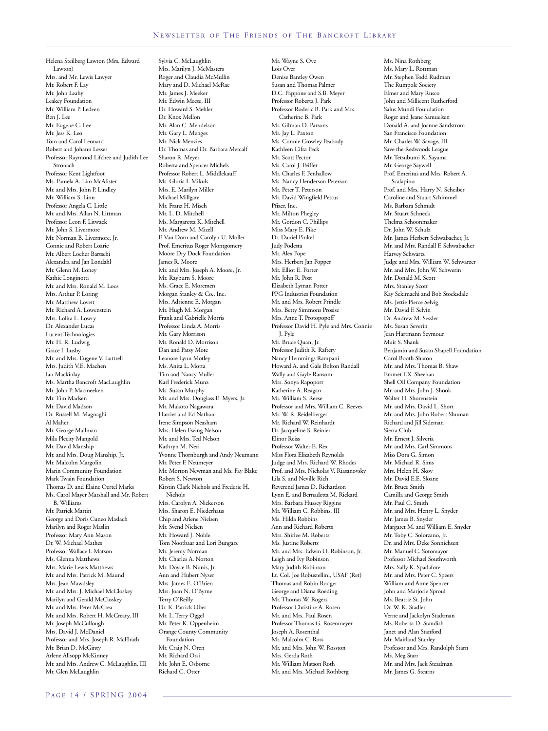Helena Steilberg Lawton (Mrs. Edward Lawton)
Mrs. and Mr. Lewis Lawyer
Mr. Robert F. Lay
Mr. John Leahy
Leakey Foundation
Mr. William P. Ledeen
Ben J. Lee
Mr. Eugene C. Lee
Mr. Jess K. Leo
Tom and Carol Leonard
Robert and Johann Lesser
Professor Raymond Lifchez and Judith Lee Stronach
Professor Kent Lightfoot
Ms. Pamela A. Lim McAlister
Mr. and Mrs. John P. Lindley
Mr. William S. Linn
Professor Angela C. Little
Mr. and Mrs. Allan N. Littman
Professor Leon F. Litwack
Mr. John S. Livermore
Mr. Norman B. Livermore, Jr.
Connie and Robert Loarie
Mr. Albert Locher Bartschi
Alexandra and Jan Londahl
Mr. Glenn M. Loney
Kathie Longinotti
Mr. and Mrs. Ronald M. Loos
Mrs. Arthur P. Loring
Mr. Matthew Lovett
Mr. Richard A. Lowenstein
Mrs. Lolita L. Lowry
Dr. Alexander Lucas
Lucent Technologies
Mr. H. R. Ludwig
Grace I. Lusby
Mr. and Mrs. Eugene V. Luttrell
Mrs. Judith V.E. Machen
Ian Mackinlay
Ms. Martha Bancroft MacLaughlin
Mr. John P. Macmeeken
Mr. Tim Madsen
Mr. David Madson
Dr. Russell M. Magnaghi
Al Maher
Mr. George Mallman
Mila Plecity Mangold
Mr. David Manship
Mr. and Mrs. Doug Manship, Jr.
Mr. Malcolm Margolin
Marin Community Foundation
Mark Twain Foundation
Thomas D. and Elaine Oertel Marks
Ms. Carol Mayer Marshall and Mr. Robert B. Williams
Mr. Patrick Martin
George and Doris Cuneo Maslach
Marilyn and Roger Maslin
Professor Mary Ann Mason
Dr. W. Michael Mathes
Professor Wallace I. Matson
Ms. Glenna Matthews
Mrs. Marie Lewis Matthews
Mr. and Mrs. Patrick M. Maund
Mrs. Jean Mawdsley
Mr. and Mrs. J. Michael McCloskey
Marilyn and Gerald McCloskey
Mr. and Mrs. Peter McCrea
Mr. and Mrs. Robert H. McCreary, III
Mr. Joseph McCullough
Mrs. David J. McDaniel
Professor and Mrs. Joseph R. McElrath
Mr. Brian D. McGinty
Arlene Allsopp McKinney
Mr. and Mrs. Andrew C. McLaughlin, III
Mr. Glen McLaughlin
Sylvia C. McLaughlin
Mrs. Marilyn J. McMasters
Roger and Claudia McMullin
Mary and D. Michael McRae
Mr. James J. Meeker
Mr. Edwin Meese, III
Dr. Howard S. Mehler
Dr. Knox Mellon
Mr. Alan C. Mendelson
Mr. Gary L. Menges
Mr. Nick Menzies
Dr. Thomas and Dr. Barbara Metcalf
Sharon R. Meyer
Roberta and Spencer Michels
Professor Robert L. Middlekauff
Ms. Gloria I. Mikuls
Mrs. E. Marilyn Miller
Michael Millgate
Mr. Franz H. Misch
Mr. L. D. Mitchell
Ms. Margaretta K. Mitchell
Mr. Andrew M. Mizell
F. Van Dorn and Carolyn U. Moller
Prof. Emeritus Roger Montgomery
Moore Dry Dock Foundation
James R. Moore
Mr. and Mrs. Joseph A. Moore, Jr.
Mr. Rayburn S. Moore
Ms. Grace E. Moremen
Morgan Stanley & Co., Inc.
Mrs. Adrienne E. Morgan
Mr. Hugh M. Morgan
Frank and Gabrielle Morris
Professor Linda A. Morris
Mr. Gary Morrison
Mr. Ronald D. Morrison
Dan and Patsy Mote
Leanore Lynn Motley
Ms. Anita L. Motta
Tim and Nancy Muller
Karl Frederick Munz
Ms. Susan Murphy
Mr. and Mrs. Douglass E. Myers, Jr.
Mr. Makoto Nagawara
Harriet and Ed Nathan
Irene Simpson Neasham
Mrs. Helen Ewing Nelson
Mr. and Mrs. Ted Nelson
Kathryn M. Neri
Yvonne Thornburgh and Andy Neumann
Mr. Peter F. Neumeyer
Mr. Morton Newman and Ms. Fay Blake
Robert S. Newton
Kirstin Clark Nichols and Frederic H. Nichols
Mrs. Carolyn A. Nickerson
Mrs. Sharon E. Niederhaus
Chip and Arlene Nielsen
Mr. Svend Nielsen
Mr. Howard J. Noble
Tom Nootbaar and Lori Bungarz
Mr. Jeremy Norman
Mr. Charles A. Norton
Mr. Doyce B. Nunis, Jr.
Ann and Hubert Nyser
Mrs. James E. O'Brien
Mrs. Joan N. O'Byrne
Terry O'Reilly
Dr. K. Patrick Ober
Mr. L. Terry Oggel
Mr. Peter K. Oppenheim
Orange County Community Foundation
Mr. Craig N. Oren
Mr. Richard Orsi
Mr. John E. Osborne
Richard C. Otter
Mr. Wayne S. Ove
Lois Over
Denise Bantley Owen
Susan and Thomas Palmer
D.C. Pappone and S.B. Meyer
Professor Roberta J. Park
Professor Roderic B. Park and Mrs. Catherine B. Park
Mr. Gilman D. Parsons
Mr. Jay L. Paxton
Ms. Connie Crowley Peabody
Kathleen Cifra Peck
Mr. Scott Pector
Ms. Carol J. Peiffer
Mr. Charles F. Penhallow
Ms. Nancy Henderson Peterson
Mr. Peter T. Peterson
Mr. David Wingfield Pettus
Pfizer, Inc.
Mr. Milton Phegley
Mr. Gordon C. Phillips
Miss Mary E. Pike
Dr. Daniel Pinkel
Judy Podesta
Mr. Alex Pope
Mrs. Herbert Jan Popper
Mr. Elliot E. Porter
Mr. John R. Post
Elizabeth Lyman Potter
PPG Industries Foundation
Mr. and Mrs. Robert Prindle
Mrs. Betty Simmons Prosise
Mrs. Anne T. Protopopoff
Professor David H. Pyle and Mrs. Connie J. Pyle
Mr. Bruce Quan, Jr.
Professor Judith R. Raftery
Nancy Hemmings Rampani
Howard A. and Gale Bolton Randall
Wally and Gayle Ransom
Mrs. Sonya Rapoport
Katherine A. Reagan
Mr. William S. Reese
Professor and Mrs. William C. Reeves
Mr. W. R. Reidelberger
Mr. Richard W. Reinhardt
Dr. Jacqueline S. Reinier
Elinor Reiss
Professor Walter E. Rex
Miss Flora Elizabeth Reynolds
Judge and Mrs. Richard W. Rhodes
Prof. and Mrs. Nicholas V. Riasanovsky
Lila S. and Neville Rich
Reverend James D. Richardson
Lynn E. and Bernadetta M. Rickard
Mrs. Barbara Hussey Riggins
Mr. William C. Robbins, III
Ms. Hilda Robbins
Ann and Richard Roberts
Mrs. Shirlee M. Roberts
Ms. Justine Roberts
Mr. and Mrs. Edwin O. Robinson, Jr.
Leigh and Ivy Robinson
Mary Judith Robinson
Lt. Col. Joe Robustellini, USAF (Ret)
Thomas and Robin Rodger
George and Diana Roeding
Mr. Thomas W. Rogers
Professor Christine A. Rosen
Mr. and Mrs. Paul Rosen
Professor Thomas G. Rosenmeyer
Joseph A. Rosenthal
Mr. Malcolm C. Ross
Mr. and Mrs. John W. Rosston
Mrs. Gerda Roth
Mr. William Matson Roth
Mr. and Mrs. Michael Rothberg
Ms. Nina Rothberg
Ms. Mary L. Rottman
Mr. Stephen Todd Rudman
The Rumpole Society
Elmer and Mary Rusco
John and Millicent Rutherford
Salus Mundi Foundation
Roger and Jeane Samuelsen
Donald A. and Joanne Sandstrom
San Francisco Foundation
Mr. Charles W. Savage, III
Save the Redwoods League
Mr. Tetsubumi K. Sayama
Mr. George Saywell
Prof. Emeritus and Mrs. Robert A. Scalapino
Prof. and Mrs. Harry N. Scheiber
Caroline and Stuart Schimmel
Ms. Barbara Schmidt
Mr. Stuart Schneck
Thelma Schoonmaker
Dr. John W. Schulz
Mr. James Herbert Schwabacher, Jr.
Mr. and Mrs. Randall F. Schwabacher
Harvey Schwartz
Judge and Mrs. William W. Schwarzer
Mr. and Mrs. John W. Schwerin
Mr. Donald M. Scott
Mrs. Stanley Scott
Kay Sekimachi and Bob Stocksdale
Ms. Jettie Pierce Selvig
Mr. David F. Selvin
Dr. Andrew M. Sessler
Ms. Susan Severin
Jean Hartmann Seymour
Muir S. Shank
Benjamin and Susan Shapell Foundation
Carol Booth Sharon
Mr. and Mrs. Thomas B. Shaw
Emmet F.X. Sheehan
Shell Oil Company Foundation
Mr. and Mrs. John J. Shook
Walter H. Shorenstein
Mr. and Mrs. David L. Short
Mr. and Mrs. John Robert Shuman
Richard and Jill Sideman
Sierra Club
Mr. Ernest J. Silveria
Mr. and Mrs. Carl Simmons
Miss Dora G. Simon
Mr. Michael R. Sims
Mrs. Helen H. Skov
Mr. David E.E. Sloane
Mr. Bruce Smith
Camilla and George Smith
Mr. Paul C. Smith
Mr. and Mrs. Henry L. Snyder
Mr. James B. Snyder
Margaret M. and William E. Snyder
Mr. Toby C. Solorzano, Jr.
Dr. and Mrs. Deke Sonnichsen
Mr. Manuel C. Sotomayor
Professor Michael Southworth
Mrs. Sally K. Spadafore
Mr. and Mrs. Peter C. Speers
William and Anne Spencer
John and Marjorie Sproul
Ms. Beatriz St. John
Dr. W. K. Stadler
Verne and Jackolyn Stadtman
Ms. Roberta D. Standish
Janet and Alan Stanford
Mr. Maitland Stanley
Professor and Mrs. Randolph Starn
Ms. Meg Starr
Mr. and Mrs. Jack Steadman
Mr. James G. Stearns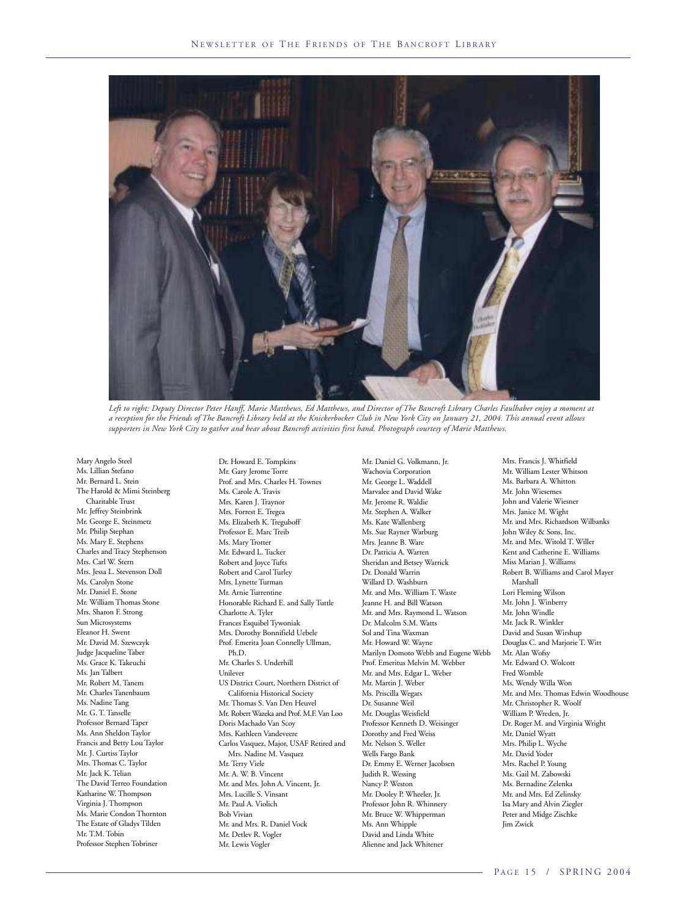*Left to right: Deputy Director Peter Hanff, Marie Matthews, Ed Matthews, and Director of The Bancroft Library Charles Faulhaber enjoy a moment at a reception for the Friends of The Bancroft Library held at the Knickerbocker Club in New York City on January 21, 2004. This annual event allows supporters in New York City to gather and hear about Bancroft activities first hand. Photograph courtesy of Marie Matthews.*

Mary Angelo Steel
Ms. Lillian Stefano
Mr. Bernard L. Stein
The Harold & Mimi Steinberg Charitable Trust
Mr. Jeffrey Steinbrink
Mr. George E. Steinmetz
Mr. Philip Stephan
Ms. Mary E. Stephens
Charles and Tracy Stephenson
Mrs. Carl W. Stern
Mrs. Jessa L. Stevenson Doll
Ms. Carolyn Stone
Mr. Daniel E. Stone
Mr. William Thomas Stone
Mrs. Sharon F. Strong
Sun Microsystems
Eleanor H. Swent
Mr. David M. Szewczyk
Judge Jacqueline Taber
Ms. Grace K. Takeuchi
Ms. Jan Talbert
Mr. Robert M. Tanem
Mr. Charles Tanenbaum
Ms. Nadine Tang
Mr. G. T. Tanselle
Professor Bernard Taper
Ms. Ann Sheldon Taylor
Francis and Betty Lou Taylor
Mr. J. Curtiss Taylor
Mrs. Thomas C. Taylor
Mr. Jack K. Telian
The David Terreo Foundation
Katharine W. Thompson
Virginia J. Thompson
Ms. Marie Condon Thornton
The Estate of Gladys Tilden
Mr. T.M. Tobin
Professor Stephen Tobriner
Dr. Howard E. Tompkins
Mr. Gary Jerome Torre
Prof. and Mrs. Charles H. Townes
Ms. Carole A. Travis
Mrs. Karen J. Traynor
Mrs. Forrest E. Tregea
Ms. Elizabeth K. Treguboff
Professor E. Marc Treib
Ms. Mary Trotter
Mr. Edward L. Tucker
Robert and Joyce Tufts
Robert and Carol Turley
Mrs. Lynette Turman
Mr. Arnie Turrentine
Honorable Richard E. and Sally Tuttle
Charlotte A. Tyler
Frances Esquibel Tywoniak
Mrs. Dorothy Bonnifield Uebele
Prof. Emerita Joan Connelly Ullman, Ph.D.
Mr. Charles S. Underhill
Unilever
US District Court, Northern District of California Historical Society
Mr. Thomas S. Van Den Heuvel
Mr. Robert Wazeka and Prof. M.F. Van Loo
Doris Machado Van Scoy
Mrs. Kathleen Vandeveere
Carlos Vasquez, Major, USAF Retired and Mrs. Nadine M. Vasquez
Mr. Terry Viele
Mr. A. W. B. Vincent
Mr. and Mrs. John A. Vincent, Jr.
Mrs. Lucille S. Vinsant
Mr. Paul A. Violich
Bob Vivian
Mr. and Mrs. R. Daniel Vock
Mr. Detlev R. Vogler
Mr. Lewis Vogler
Mr. Daniel G. Volkmann, Jr.
Wachovia Corporation
Mr. George L. Waddell
Marvalee and David Wake
Mr. Jerome R. Waldie
Mr. Stephen A. Walker
Ms. Kate Wallenberg
Ms. Sue Rayner Warburg
Mrs. Jeanne B. Ware
Dr. Patricia A. Warren
Sheridan and Betsey Warrick
Dr. Donald Warrin
Willard D. Washburn
Mr. and Mrs. William T. Waste
Jeanne H. and Bill Watson
Mr. and Mrs. Raymond L. Watson
Dr. Malcolm S.M. Watts
Sol and Tina Waxman
Mr. Howard W. Wayne
Marilyn Domoto Webb and Eugene Webb
Prof. Emeritus Melvin M. Webber
Mr. and Mrs. Edgar L. Weber
Mr. Martin J. Weber
Ms. Priscilla Wegars
Dr. Susanne Weil
Mr. Douglas Weisfield
Professor Kenneth D. Weisinger
Dorothy and Fred Weiss
Mr. Nelson S. Weller
Wells Fargo Bank
Dr. Emmy E. Werner Jacobsen
Judith R. Wessing
Nancy P. Weston
Mr. Dooley P. Wheeler, Jr.
Professor John R. Whinnery
Mr. Bruce W. Whipperman
Ms. Ann Whipple
David and Linda White
Alienne and Jack Whitener
Mrs. Francis J. Whitfield
Mr. William Lester Whitson
Ms. Barbara A. Whitton
Mr. John Wiesemes
John and Valerie Wiesner
Mrs. Janice M. Wight
Mr. and Mrs. Richardson Wilbanks
John Wiley & Sons, Inc.
Mr. and Mrs. Witold T. Willer
Kent and Catherine E. Williams
Miss Marian J. Williams
Robert B. Williams and Carol Mayer Marshall
Lori Fleming Wilson
Mr. John J. Winberry
Mr. John Windle
Mr. Jack R. Winkler
David and Susan Wirshup
Douglas C. and Marjorie T. Witt
Mr. Alan Wofsy
Mr. Edward O. Wolcott
Fred Womble
Ms. Wendy Willa Won
Mr. and Mrs. Thomas Edwin Woodhouse
Mr. Christopher R. Woolf
William P. Wreden, Jr.
Dr. Roger M. and Virginia Wright
Mr. Daniel Wyatt
Mrs. Philip L. Wyche
Mr. David Yoder
Mrs. Rachel P. Young
Ms. Gail M. Zabowski
Ms. Bernadine Zelenka
Mr. and Mrs. Ed Zelinsky
Isa Mary and Alvin Ziegler
Peter and Midge Zischke
Jim Zwick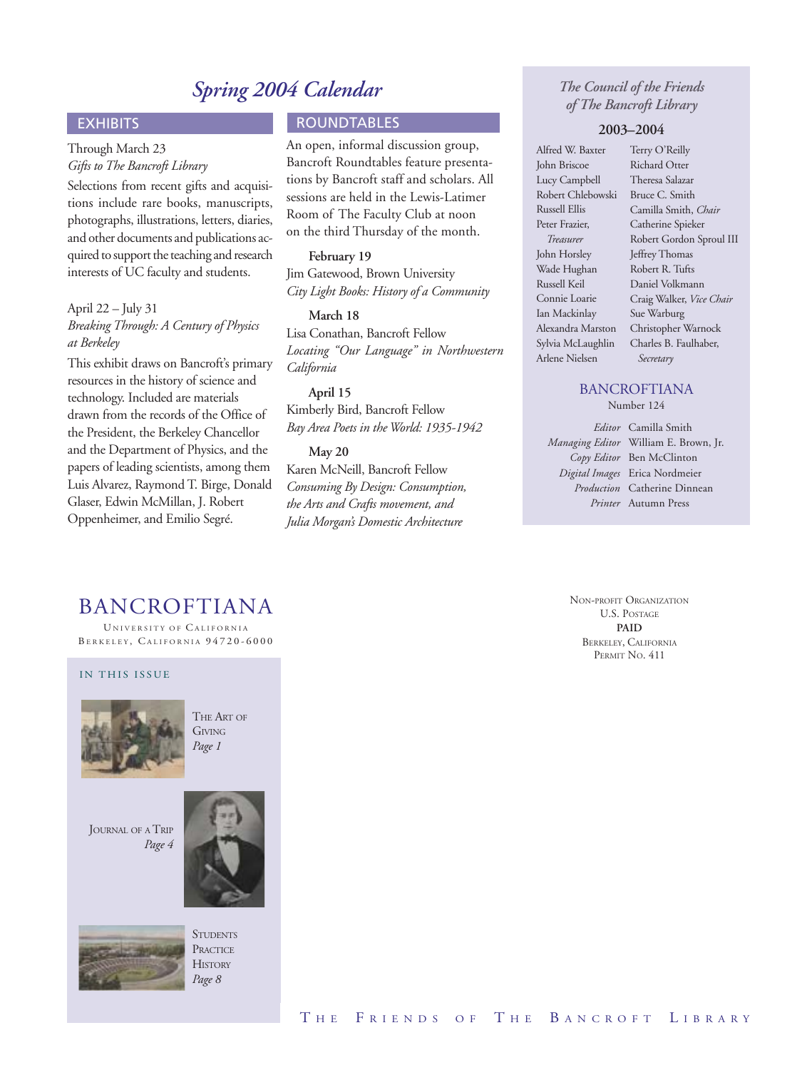# Spring 2004 Calendar

## EXHIBITS

Through March 23
*Gifts to The Bancroft Library*

Selections from recent gifts and acquisitions include rare books, manuscripts, photographs, illustrations, letters, diaries, and other documents and publications acquired to support the teaching and research interests of UC faculty and students.

April 22 – July 31
*Breaking Through: A Century of Physics at Berkeley*

This exhibit draws on Bancroft's primary resources in the history of science and technology. Included are materials drawn from the records of the Office of the President, the Berkeley Chancellor and the Department of Physics, and the papers of leading scientists, among them Luis Alvarez, Raymond T. Birge, Donald Glaser, Edwin McMillan, J. Robert Oppenheimer, and Emilio Segré.

## ROUNDTABLES

An open, informal discussion group, Bancroft Roundtables feature presentations by Bancroft staff and scholars. All sessions are held in the Lewis-Latimer Room of The Faculty Club at noon on the third Thursday of the month.

**February 19**
Jim Gatewood, Brown University
*City Light Books: History of a Community*

**March 18**
Lisa Conathan, Bancroft Fellow
*Locating "Our Language" in Northwestern California*

**April 15**
Kimberly Bird, Bancroft Fellow
*Bay Area Poets in the World: 1935-1942*

**May 20**
Karen McNeill, Bancroft Fellow
*Consuming By Design: Consumption, the Arts and Crafts movement, and Julia Morgan's Domestic Architecture*

### *The Council of the Friends of The Bancroft Library*

**2003–2004**

Alfred W. Baxter
John Briscoe
Lucy Campbell
Robert Chlebowski
Russell Ellis
Peter Frazier, *Treasurer*
John Horsley
Wade Hughan
Russell Keil
Connie Loarie
Ian Mackinlay
Alexandra Marston
Sylvia McLaughlin
Arlene Nielsen
Terry O'Reilly
Richard Otter
Theresa Salazar
Bruce C. Smith
Camilla Smith, *Chair*
Catherine Spieker
Robert Gordon Sproul III
Jeffrey Thomas
Robert R. Tufts
Daniel Volkmann
Craig Walker, *Vice Chair*
Sue Warburg
Christopher Warnock
Charles B. Faulhaber, *Secretary*

### BANCROFTIANA

Number 124

*Editor* Camilla Smith
*Managing Editor* William E. Brown, Jr.
*Copy Editor* Ben McClinton
*Digital Images* Erica Nordmeier
*Production* Catherine Dinnean
*Printer* Autumn Press

# BANCROFTIANA

UNIVERSITY OF CALIFORNIA
BERKELEY, CALIFORNIA 94720-6000

NON-PROFIT ORGANIZATION
U.S. POSTAGE
**PAID**
BERKELEY, CALIFORNIA
PERMIT NO. 411

IN THIS ISSUE

THE ART OF GIVING
*Page 1*

JOURNAL OF A TRIP
*Page 4*

STUDENTS PRACTICE HISTORY
*Page 8*

THE FRIENDS OF THE BANCROFT LIBRARY